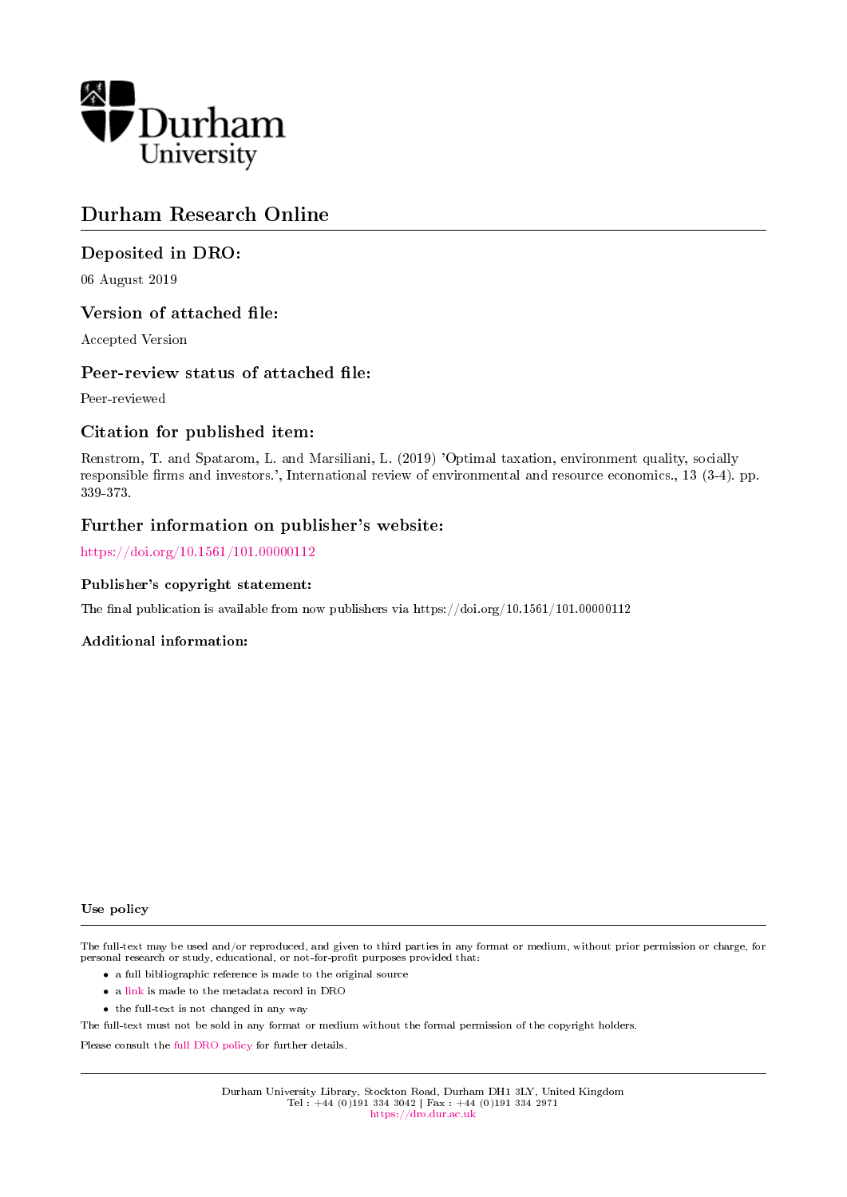# Durham Research Online

## Deposited in DRO:

06 August 2019

## Version of attached file:

Accepted Version

## Peer-review status of attached file:

Peer-reviewed

## Citation for published item:

Renstrom, T. and Spatarom, L. and Marsiliani, L. (2019) 'Optimal taxation, environment quality, socially responsible firms and investors.', International review of environmental and resource economics., 13 (3-4). pp. 339-373.

## Further information on publisher's website:

https://doi.org/10.1561/101.00000112

### Publisher's copyright statement:

The final publication is available from now publishers via https://doi.org/10.1561/101.00000112

### Additional information:

### Use policy

The full-text may be used and/or reproduced, and given to third parties in any format or medium, without prior permission or charge, for personal research or study, educational, or not-for-profit purposes provided that:

- a full bibliographic reference is made to the original source
- a link is made to the metadata record in DRO
- the full-text is not changed in any way

The full-text must not be sold in any format or medium without the formal permission of the copyright holders.

Please consult the full DRO policy for further details.

Durham University Library, Stockton Road, Durham DH1 3LY, United Kingdom
Tel : +44 (0)191 334 3042 | Fax : +44 (0)191 334 2971
https://dro.dur.ac.uk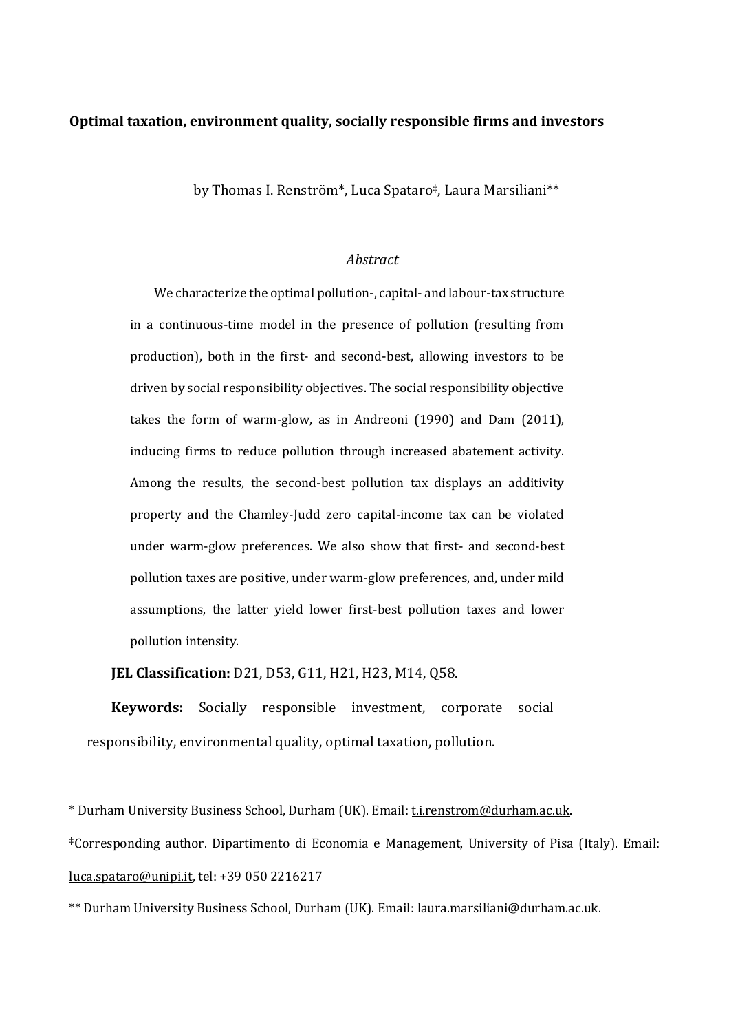**Optimal taxation, environment quality, socially responsible firms and investors**

by Thomas I. Renström*, Luca Spataro‡, Laura Marsiliani**

*Abstract*

We characterize the optimal pollution-, capital- and labour-tax structure in a continuous-time model in the presence of pollution (resulting from production), both in the first- and second-best, allowing investors to be driven by social responsibility objectives. The social responsibility objective takes the form of warm-glow, as in Andreoni (1990) and Dam (2011), inducing firms to reduce pollution through increased abatement activity. Among the results, the second-best pollution tax displays an additivity property and the Chamley-Judd zero capital-income tax can be violated under warm-glow preferences. We also show that first- and second-best pollution taxes are positive, under warm-glow preferences, and, under mild assumptions, the latter yield lower first-best pollution taxes and lower pollution intensity.

**JEL Classification:** D21, D53, G11, H21, H23, M14, Q58.

**Keywords:** Socially responsible investment, corporate social responsibility, environmental quality, optimal taxation, pollution.

\* Durham University Business School, Durham (UK). Email: t.i.renstrom@durham.ac.uk.

‡Corresponding author. Dipartimento di Economia e Management, University of Pisa (Italy). Email: luca.spataro@unipi.it, tel: +39 050 2216217

\** Durham University Business School, Durham (UK). Email: laura.marsiliani@durham.ac.uk.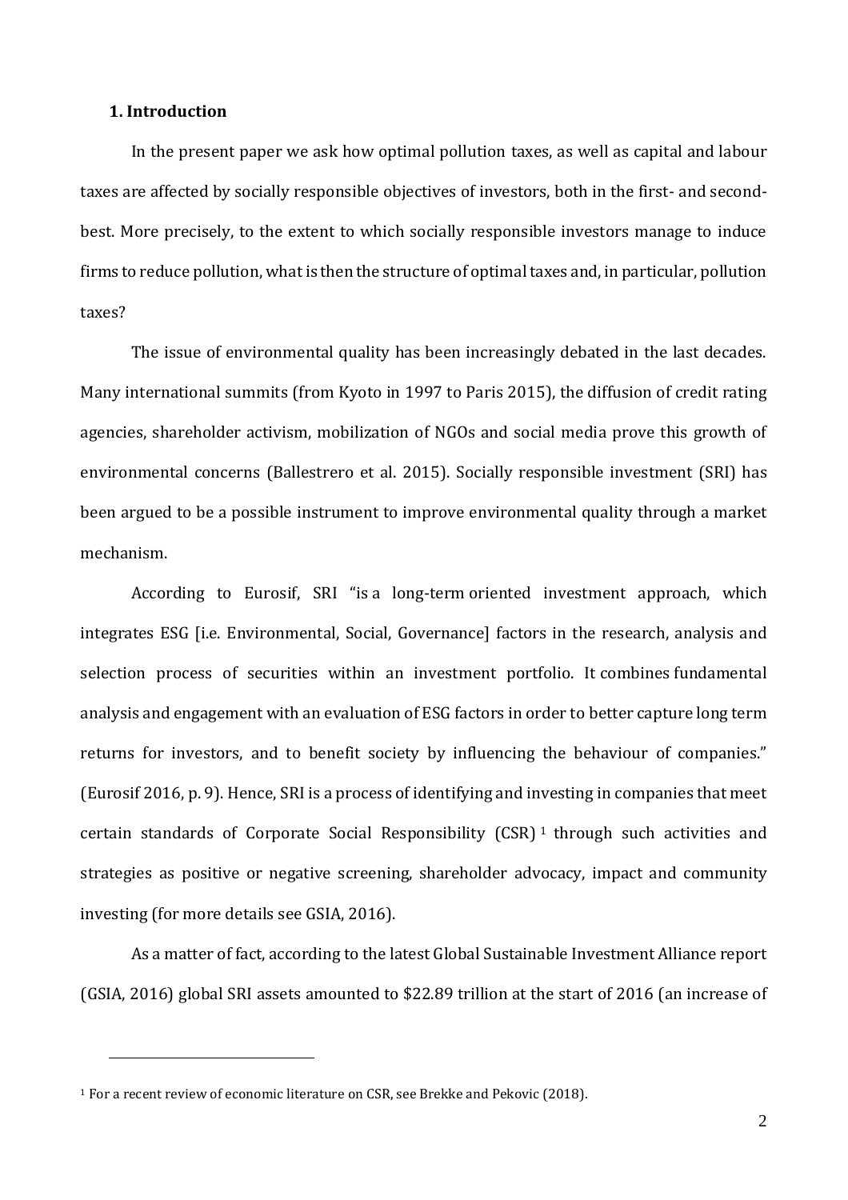## 1. Introduction

In the present paper we ask how optimal pollution taxes, as well as capital and labour taxes are affected by socially responsible objectives of investors, both in the first- and second-best. More precisely, to the extent to which socially responsible investors manage to induce firms to reduce pollution, what is then the structure of optimal taxes and, in particular, pollution taxes?

The issue of environmental quality has been increasingly debated in the last decades. Many international summits (from Kyoto in 1997 to Paris 2015), the diffusion of credit rating agencies, shareholder activism, mobilization of NGOs and social media prove this growth of environmental concerns (Ballestrero et al. 2015). Socially responsible investment (SRI) has been argued to be a possible instrument to improve environmental quality through a market mechanism.

According to Eurosif, SRI "is a long-term oriented investment approach, which integrates ESG [i.e. Environmental, Social, Governance] factors in the research, analysis and selection process of securities within an investment portfolio. It combines fundamental analysis and engagement with an evaluation of ESG factors in order to better capture long term returns for investors, and to benefit society by influencing the behaviour of companies." (Eurosif 2016, p. 9). Hence, SRI is a process of identifying and investing in companies that meet certain standards of Corporate Social Responsibility (CSR) [1] through such activities and strategies as positive or negative screening, shareholder advocacy, impact and community investing (for more details see GSIA, 2016).

As a matter of fact, according to the latest Global Sustainable Investment Alliance report (GSIA, 2016) global SRI assets amounted to $22.89 trillion at the start of 2016 (an increase of

---

[1] For a recent review of economic literature on CSR, see Brekke and Pekovic (2018).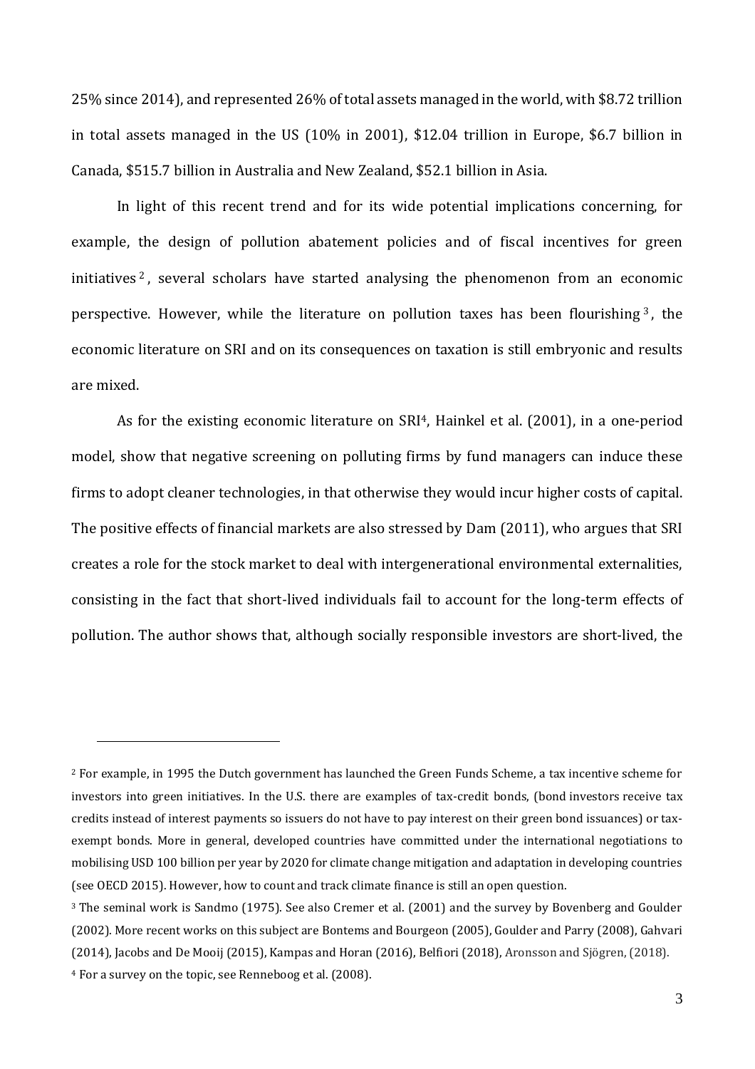25% since 2014), and represented 26% of total assets managed in the world, with \$8.72 trillion in total assets managed in the US (10% in 2001), \$12.04 trillion in Europe, \$6.7 billion in Canada, \$515.7 billion in Australia and New Zealand, \$52.1 billion in Asia.

In light of this recent trend and for its wide potential implications concerning, for example, the design of pollution abatement policies and of fiscal incentives for green initiatives [2], several scholars have started analysing the phenomenon from an economic perspective. However, while the literature on pollution taxes has been flourishing [3], the economic literature on SRI and on its consequences on taxation is still embryonic and results are mixed.

As for the existing economic literature on SRI[4], Hainkel et al. (2001), in a one-period model, show that negative screening on polluting firms by fund managers can induce these firms to adopt cleaner technologies, in that otherwise they would incur higher costs of capital. The positive effects of financial markets are also stressed by Dam (2011), who argues that SRI creates a role for the stock market to deal with intergenerational environmental externalities, consisting in the fact that short-lived individuals fail to account for the long-term effects of pollution. The author shows that, although socially responsible investors are short-lived, the

---

[2] For example, in 1995 the Dutch government has launched the Green Funds Scheme, a tax incentive scheme for investors into green initiatives. In the U.S. there are examples of tax-credit bonds, (bond investors receive tax credits instead of interest payments so issuers do not have to pay interest on their green bond issuances) or tax-exempt bonds. More in general, developed countries have committed under the international negotiations to mobilising USD 100 billion per year by 2020 for climate change mitigation and adaptation in developing countries (see OECD 2015). However, how to count and track climate finance is still an open question.

[3] The seminal work is Sandmo (1975). See also Cremer et al. (2001) and the survey by Bovenberg and Goulder (2002). More recent works on this subject are Bontems and Bourgeon (2005), Goulder and Parry (2008), Gahvari (2014), Jacobs and De Mooij (2015), Kampas and Horan (2016), Belfiori (2018), Aronsson and Sjögren, (2018).

[4] For a survey on the topic, see Renneboog et al. (2008).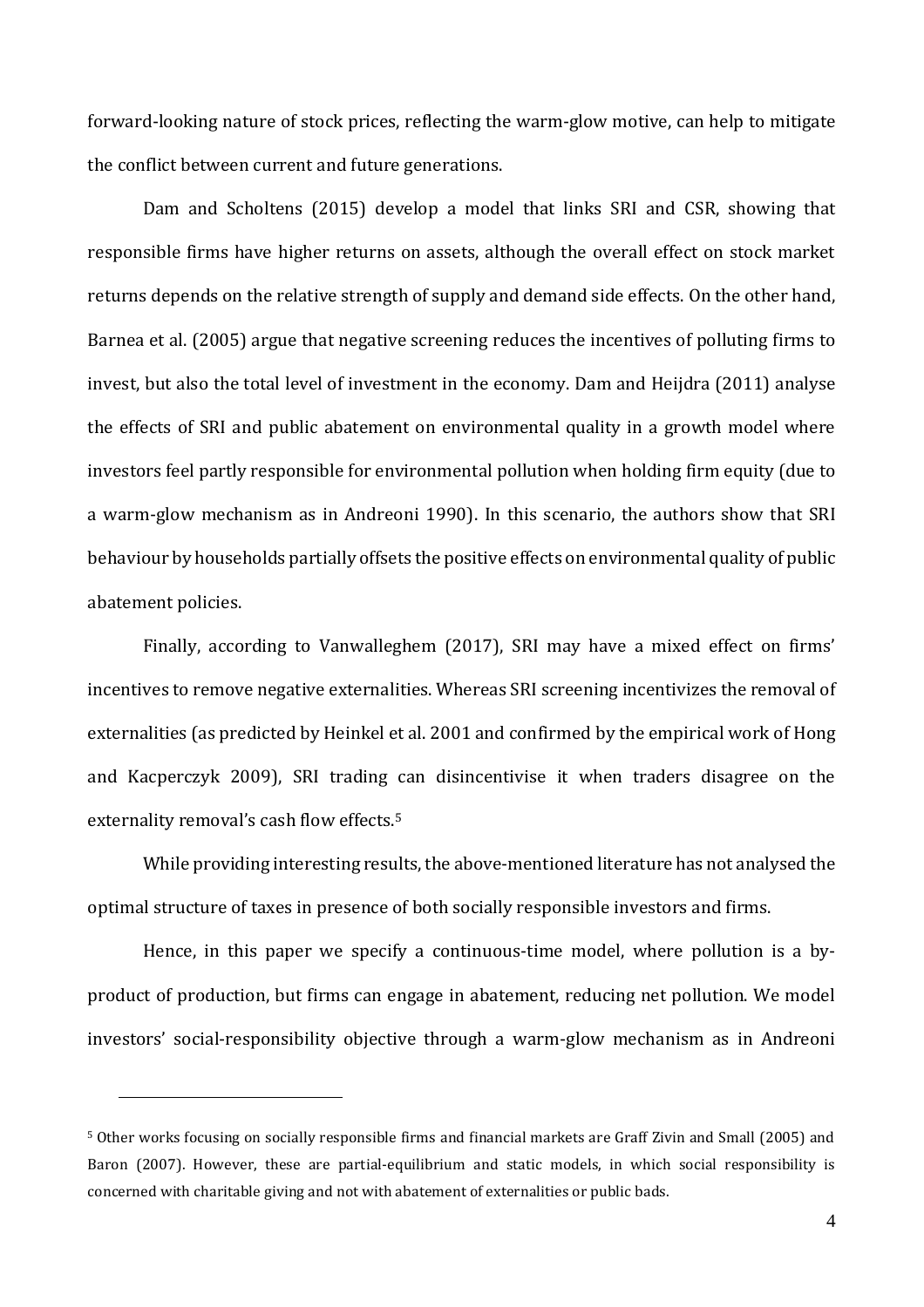forward-looking nature of stock prices, reflecting the warm-glow motive, can help to mitigate the conflict between current and future generations.

Dam and Scholtens (2015) develop a model that links SRI and CSR, showing that responsible firms have higher returns on assets, although the overall effect on stock market returns depends on the relative strength of supply and demand side effects. On the other hand, Barnea et al. (2005) argue that negative screening reduces the incentives of polluting firms to invest, but also the total level of investment in the economy. Dam and Heijdra (2011) analyse the effects of SRI and public abatement on environmental quality in a growth model where investors feel partly responsible for environmental pollution when holding firm equity (due to a warm-glow mechanism as in Andreoni 1990). In this scenario, the authors show that SRI behaviour by households partially offsets the positive effects on environmental quality of public abatement policies.

Finally, according to Vanwalleghem (2017), SRI may have a mixed effect on firms' incentives to remove negative externalities. Whereas SRI screening incentivizes the removal of externalities (as predicted by Heinkel et al. 2001 and confirmed by the empirical work of Hong and Kacperczyk 2009), SRI trading can disincentivise it when traders disagree on the externality removal's cash flow effects.[5]

While providing interesting results, the above-mentioned literature has not analysed the optimal structure of taxes in presence of both socially responsible investors and firms.

Hence, in this paper we specify a continuous-time model, where pollution is a by-product of production, but firms can engage in abatement, reducing net pollution. We model investors' social-responsibility objective through a warm-glow mechanism as in Andreoni

---

[5] Other works focusing on socially responsible firms and financial markets are Graff Zivin and Small (2005) and Baron (2007). However, these are partial-equilibrium and static models, in which social responsibility is concerned with charitable giving and not with abatement of externalities or public bads.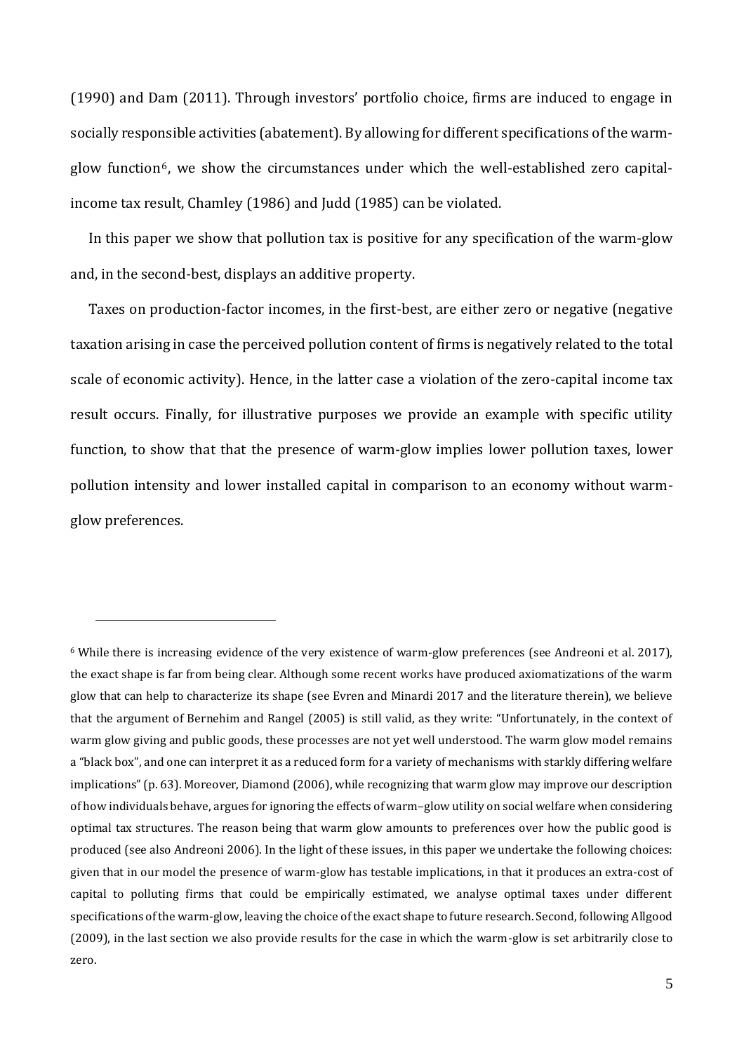(1990) and Dam (2011). Through investors' portfolio choice, firms are induced to engage in socially responsible activities (abatement). By allowing for different specifications of the warm-glow function[6], we show the circumstances under which the well-established zero capital-income tax result, Chamley (1986) and Judd (1985) can be violated.

In this paper we show that pollution tax is positive for any specification of the warm-glow and, in the second-best, displays an additive property.

Taxes on production-factor incomes, in the first-best, are either zero or negative (negative taxation arising in case the perceived pollution content of firms is negatively related to the total scale of economic activity). Hence, in the latter case a violation of the zero-capital income tax result occurs. Finally, for illustrative purposes we provide an example with specific utility function, to show that that the presence of warm-glow implies lower pollution taxes, lower pollution intensity and lower installed capital in comparison to an economy without warm-glow preferences.

[6] While there is increasing evidence of the very existence of warm-glow preferences (see Andreoni et al. 2017), the exact shape is far from being clear. Although some recent works have produced axiomatizations of the warm glow that can help to characterize its shape (see Evren and Minardi 2017 and the literature therein), we believe that the argument of Bernehim and Rangel (2005) is still valid, as they write: "Unfortunately, in the context of warm glow giving and public goods, these processes are not yet well understood. The warm glow model remains a "black box", and one can interpret it as a reduced form for a variety of mechanisms with starkly differing welfare implications" (p. 63). Moreover, Diamond (2006), while recognizing that warm glow may improve our description of how individuals behave, argues for ignoring the effects of warm–glow utility on social welfare when considering optimal tax structures. The reason being that warm glow amounts to preferences over how the public good is produced (see also Andreoni 2006). In the light of these issues, in this paper we undertake the following choices: given that in our model the presence of warm-glow has testable implications, in that it produces an extra-cost of capital to polluting firms that could be empirically estimated, we analyse optimal taxes under different specifications of the warm-glow, leaving the choice of the exact shape to future research. Second, following Allgood (2009), in the last section we also provide results for the case in which the warm-glow is set arbitrarily close to zero.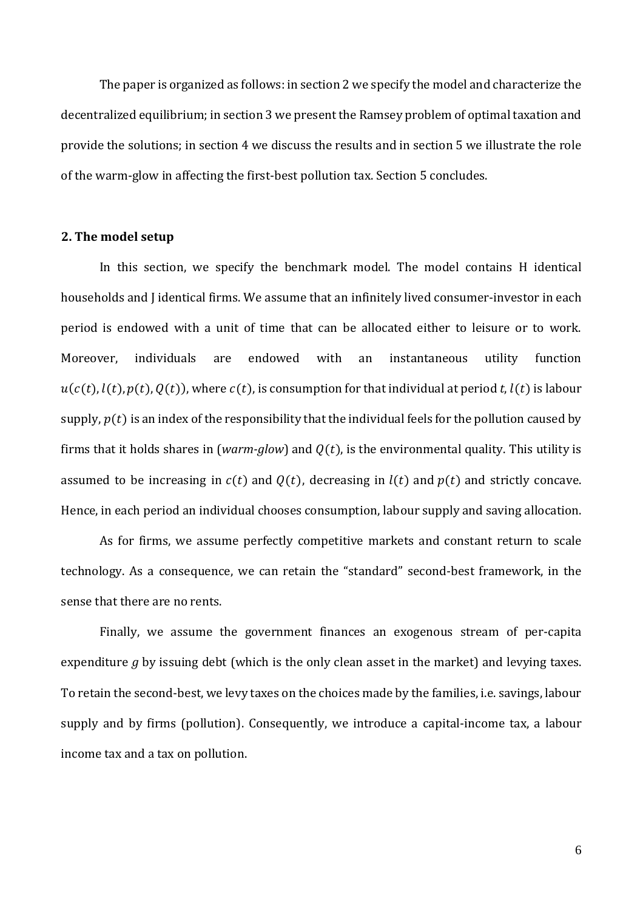The paper is organized as follows: in section 2 we specify the model and characterize the decentralized equilibrium; in section 3 we present the Ramsey problem of optimal taxation and provide the solutions; in section 4 we discuss the results and in section 5 we illustrate the role of the warm-glow in affecting the first-best pollution tax. Section 5 concludes.

## 2. The model setup

In this section, we specify the benchmark model. The model contains H identical households and J identical firms. We assume that an infinitely lived consumer-investor in each period is endowed with a unit of time that can be allocated either to leisure or to work. Moreover, individuals are endowed with an instantaneous utility function $u(c(t), l(t), p(t), Q(t))$, where $c(t)$, is consumption for that individual at period $t$, $l(t)$ is labour supply, $p(t)$ is an index of the responsibility that the individual feels for the pollution caused by firms that it holds shares in (*warm-glow*) and $Q(t)$, is the environmental quality. This utility is assumed to be increasing in $c(t)$ and $Q(t)$, decreasing in $l(t)$ and $p(t)$ and strictly concave. Hence, in each period an individual chooses consumption, labour supply and saving allocation.

As for firms, we assume perfectly competitive markets and constant return to scale technology. As a consequence, we can retain the "standard" second-best framework, in the sense that there are no rents.

Finally, we assume the government finances an exogenous stream of per-capita expenditure $g$ by issuing debt (which is the only clean asset in the market) and levying taxes. To retain the second-best, we levy taxes on the choices made by the families, i.e. savings, labour supply and by firms (pollution). Consequently, we introduce a capital-income tax, a labour income tax and a tax on pollution.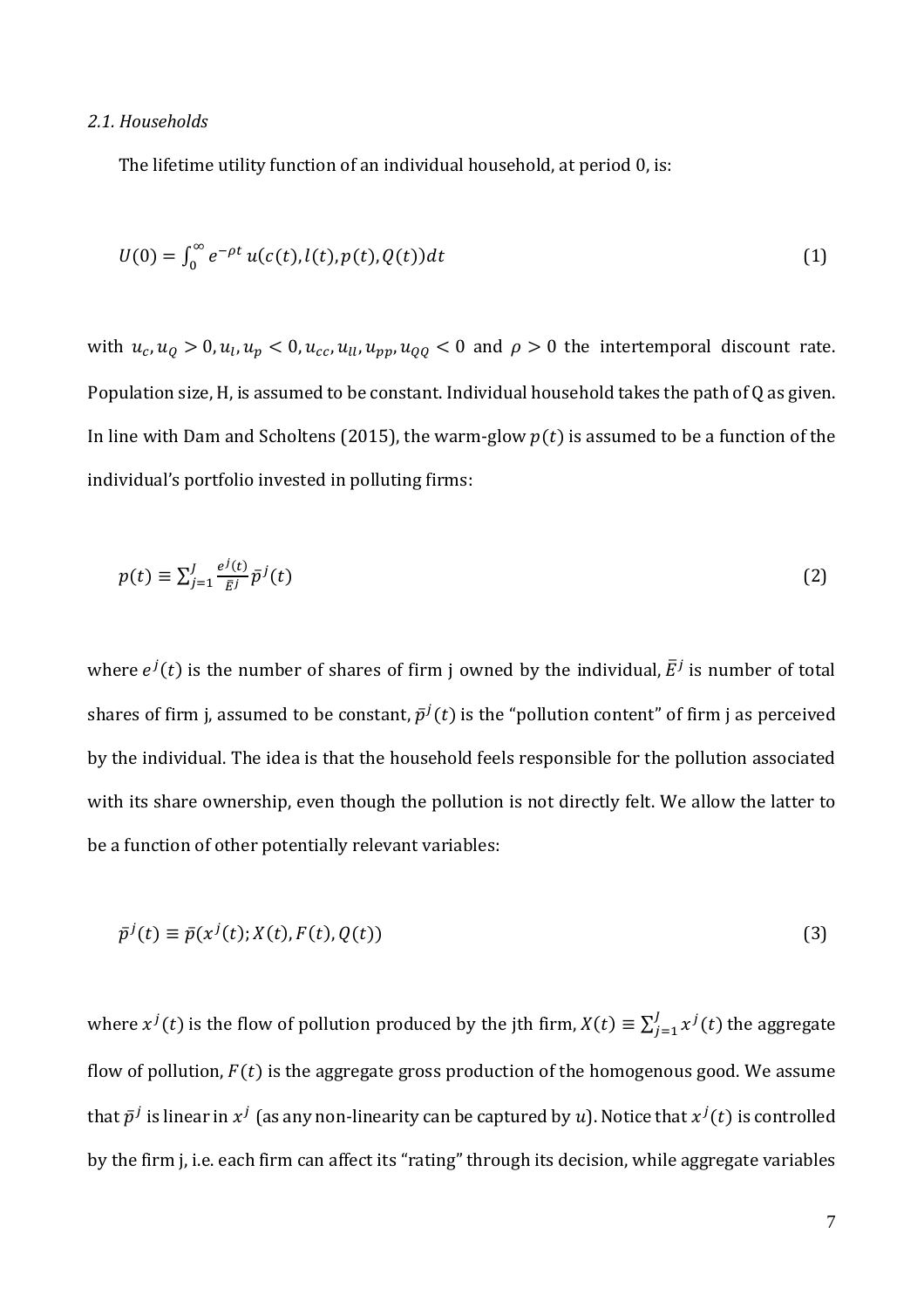### *2.1. Households*

The lifetime utility function of an individual household, at period 0, is:

$$U(0) = \int_0^{\infty} e^{-\rho t}\, u(c(t), l(t), p(t), Q(t))dt \tag{1}$$

with $u_c, u_Q > 0, u_l, u_p < 0, u_{cc}, u_{ll}, u_{pp}, u_{QQ} < 0$ and $\rho > 0$ the intertemporal discount rate. Population size, H, is assumed to be constant. Individual household takes the path of Q as given. In line with Dam and Scholtens (2015), the warm-glow $p(t)$ is assumed to be a function of the individual's portfolio invested in polluting firms:

$$p(t) \equiv \sum_{j=1}^{J} \frac{e^j(t)}{\bar{E}^j} \bar{p}^j(t) \tag{2}$$

where $e^j(t)$ is the number of shares of firm j owned by the individual, $\bar{E}^j$ is number of total shares of firm j, assumed to be constant, $\bar{p}^j(t)$ is the "pollution content" of firm j as perceived by the individual. The idea is that the household feels responsible for the pollution associated with its share ownership, even though the pollution is not directly felt. We allow the latter to be a function of other potentially relevant variables:

$$\bar{p}^j(t) \equiv \bar{p}(x^j(t); X(t), F(t), Q(t)) \tag{3}$$

where $x^j(t)$ is the flow of pollution produced by the jth firm, $X(t) \equiv \sum_{j=1}^{J} x^j(t)$ the aggregate flow of pollution, $F(t)$ is the aggregate gross production of the homogenous good. We assume that $\bar{p}^j$ is linear in $x^j$ (as any non-linearity can be captured by $u$). Notice that $x^j(t)$ is controlled by the firm j, i.e. each firm can affect its "rating" through its decision, while aggregate variables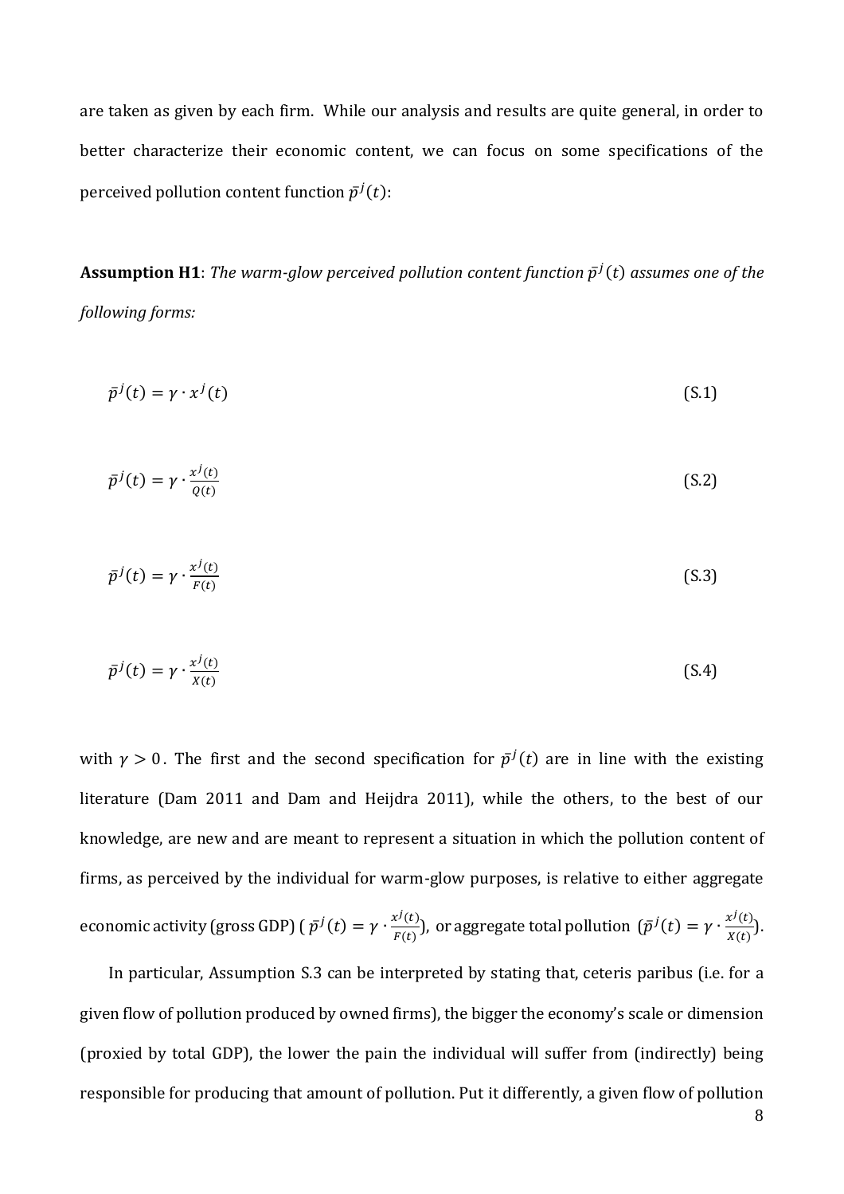are taken as given by each firm. While our analysis and results are quite general, in order to better characterize their economic content, we can focus on some specifications of the perceived pollution content function $\bar{p}^j(t)$:

**Assumption H1**: *The warm-glow perceived pollution content function $\bar{p}^j(t)$ assumes one of the following forms:*

$$\bar{p}^j(t) = \gamma \cdot x^j(t) \tag{S.1}$$

$$\bar{p}^j(t) = \gamma \cdot \frac{x^j(t)}{Q(t)} \tag{S.2}$$

$$\bar{p}^j(t) = \gamma \cdot \frac{x^j(t)}{F(t)} \tag{S.3}$$

$$\bar{p}^j(t) = \gamma \cdot \frac{x^j(t)}{X(t)} \tag{S.4}$$

with $\gamma > 0$. The first and the second specification for $\bar{p}^j(t)$ are in line with the existing literature (Dam 2011 and Dam and Heijdra 2011), while the others, to the best of our knowledge, are new and are meant to represent a situation in which the pollution content of firms, as perceived by the individual for warm-glow purposes, is relative to either aggregate economic activity (gross GDP) ($\bar{p}^j(t) = \gamma \cdot \frac{x^j(t)}{F(t)}$), or aggregate total pollution ($\bar{p}^j(t) = \gamma \cdot \frac{x^j(t)}{X(t)}$).

In particular, Assumption S.3 can be interpreted by stating that, ceteris paribus (i.e. for a given flow of pollution produced by owned firms), the bigger the economy's scale or dimension (proxied by total GDP), the lower the pain the individual will suffer from (indirectly) being responsible for producing that amount of pollution. Put it differently, a given flow of pollution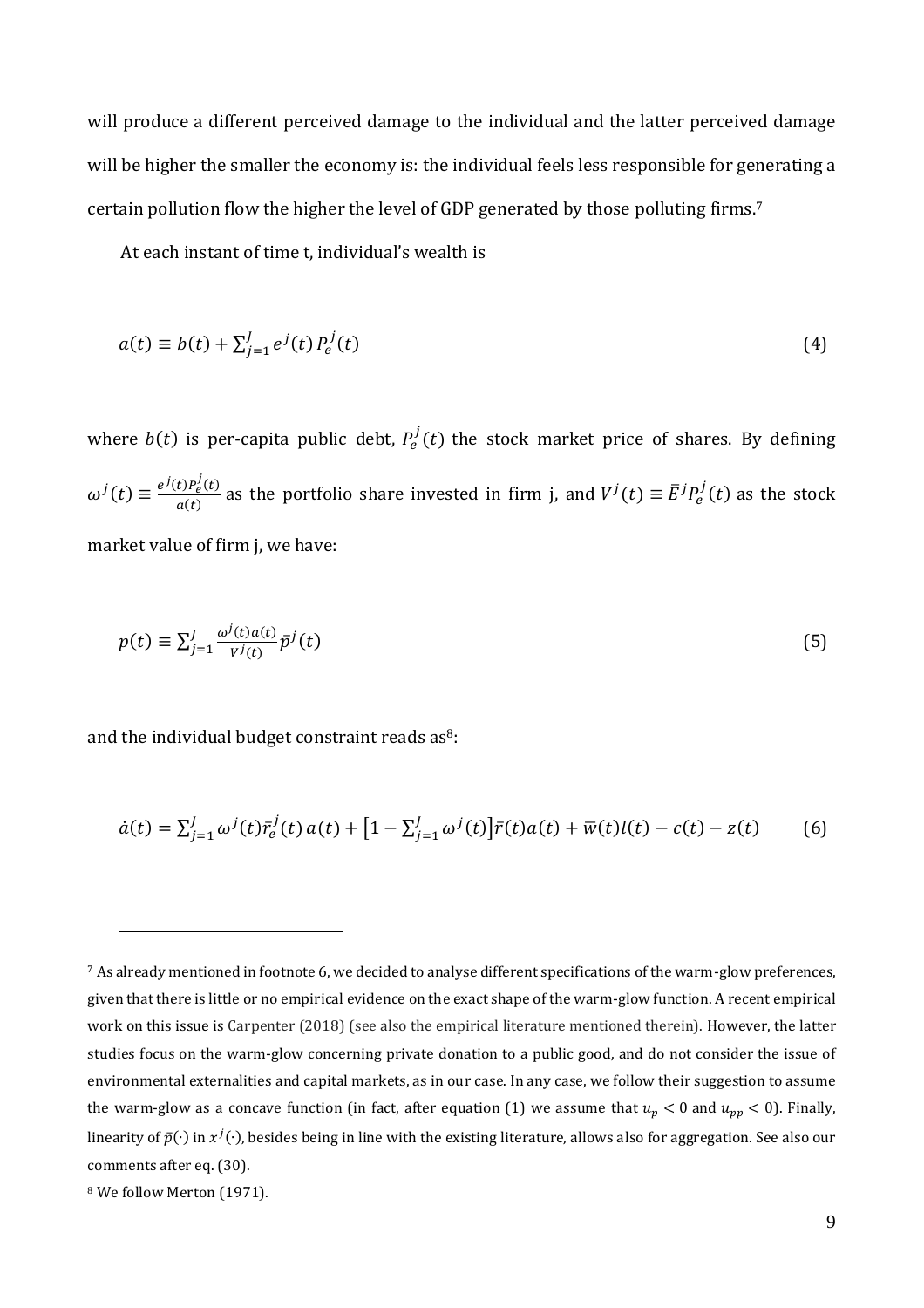will produce a different perceived damage to the individual and the latter perceived damage will be higher the smaller the economy is: the individual feels less responsible for generating a certain pollution flow the higher the level of GDP generated by those polluting firms.[7]

At each instant of time t, individual's wealth is

$$a(t) \equiv b(t) + \sum_{j=1}^{J} e^{j}(t)\, P_e^{j}(t) \tag{4}$$

where $b(t)$ is per-capita public debt, $P_e^j(t)$ the stock market price of shares. By defining $\omega^j(t) \equiv \frac{e^j(t) P_e^j(t)}{a(t)}$ as the portfolio share invested in firm j, and $V^j(t) \equiv \bar{E}^j P_e^j(t)$ as the stock market value of firm j, we have:

$$p(t) \equiv \sum_{j=1}^{J} \frac{\omega^j(t)\, a(t)}{V^j(t)} \bar{p}^j(t) \tag{5}$$

and the individual budget constraint reads as[8]:

$$\dot{a}(t) = \sum_{j=1}^{J} \omega^j(t) \bar{r}_e^j(t)\, a(t) + \left[1 - \sum_{j=1}^{J} \omega^j(t)\right] \bar{r}(t) a(t) + \bar{w}(t) l(t) - c(t) - z(t) \tag{6}$$

---

[7] As already mentioned in footnote 6, we decided to analyse different specifications of the warm-glow preferences, given that there is little or no empirical evidence on the exact shape of the warm-glow function. A recent empirical work on this issue is Carpenter (2018) (see also the empirical literature mentioned therein). However, the latter studies focus on the warm-glow concerning private donation to a public good, and do not consider the issue of environmental externalities and capital markets, as in our case. In any case, we follow their suggestion to assume the warm-glow as a concave function (in fact, after equation (1) we assume that $u_p < 0$ and $u_{pp} < 0$). Finally, linearity of $\bar{p}(\cdot)$ in $x^j(\cdot)$, besides being in line with the existing literature, allows also for aggregation. See also our comments after eq. (30).

[8] We follow Merton (1971).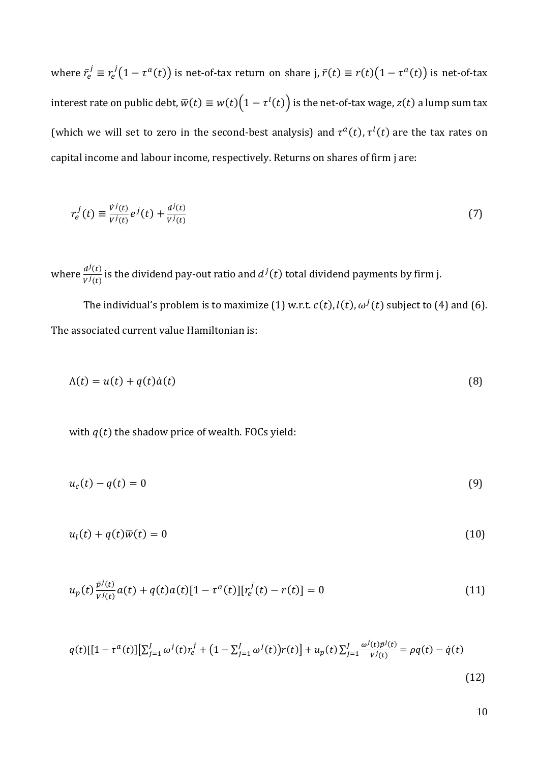where $\bar{r}_e^j \equiv r_e^j\left(1-\tau^a(t)\right)$ is net-of-tax return on share j, $\bar{r}(t) \equiv r(t)\left(1-\tau^a(t)\right)$ is net-of-tax interest rate on public debt, $\bar{w}(t) \equiv w(t)\left(1-\tau^l(t)\right)$ is the net-of-tax wage, $z(t)$ a lump sum tax (which we will set to zero in the second-best analysis) and $\tau^a(t), \tau^l(t)$ are the tax rates on capital income and labour income, respectively. Returns on shares of firm j are:

$$r_e^j(t) \equiv \frac{\dot{V}^j(t)}{V^j(t)} e^j(t) + \frac{d^j(t)}{V^j(t)} \tag{7}$$

where $\frac{d^j(t)}{V^j(t)}$ is the dividend pay-out ratio and $d^j(t)$ total dividend payments by firm j.

The individual's problem is to maximize (1) w.r.t. $c(t), l(t), \omega^j(t)$ subject to (4) and (6). The associated current value Hamiltonian is:

$$\Lambda(t) = u(t) + q(t)\dot{a}(t) \tag{8}$$

with $q(t)$ the shadow price of wealth. FOCs yield:

$$u_c(t) - q(t) = 0 \tag{9}$$

$$u_l(t) + q(t)\bar{w}(t) = 0 \tag{10}$$

$$u_p(t)\frac{\bar{p}^j(t)}{V^j(t)} a(t) + q(t)a(t)[1-\tau^a(t)][r_e^j(t) - r(t)] = 0 \tag{11}$$

$$q(t)[[1-\tau^a(t)]\left[\sum_{j=1}^{J} \omega^j(t) r_e^j + \left(1-\sum_{j=1}^{J} \omega^j(t)\right) r(t)\right] + u_p(t)\sum_{j=1}^{J} \frac{\omega^j(t)\bar{p}^j(t)}{V^j(t)} = \rho q(t) - \dot{q}(t) \tag{12}$$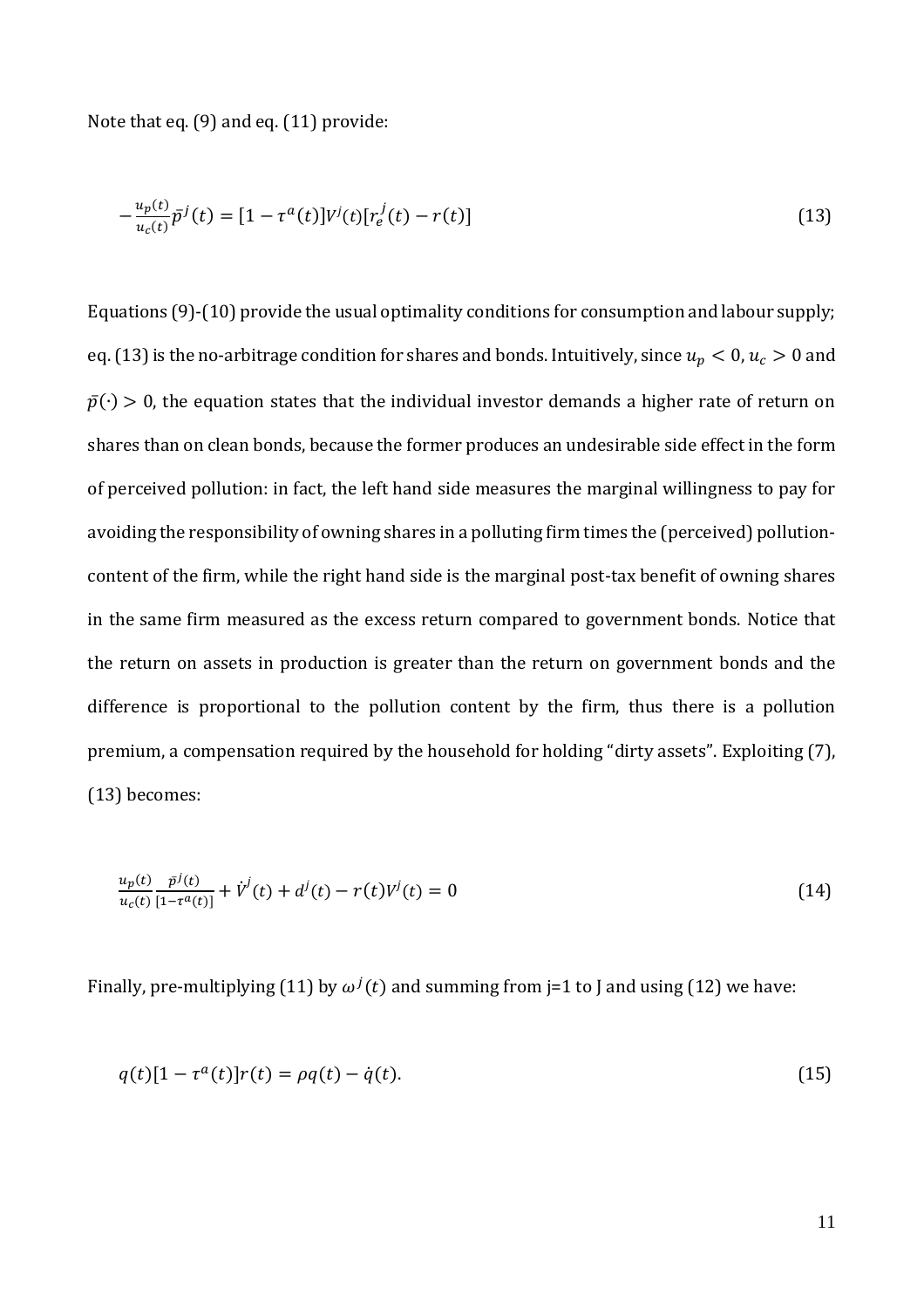Note that eq. (9) and eq. (11) provide:

$$-\frac{u_p(t)}{u_c(t)}\bar{p}^j(t) = [1-\tau^a(t)]V^j(t)[r_e^j(t) - r(t)] \tag{13}$$

Equations (9)-(10) provide the usual optimality conditions for consumption and labour supply; eq. (13) is the no-arbitrage condition for shares and bonds. Intuitively, since $u_p < 0$, $u_c > 0$ and $\bar{p}(\cdot) > 0$, the equation states that the individual investor demands a higher rate of return on shares than on clean bonds, because the former produces an undesirable side effect in the form of perceived pollution: in fact, the left hand side measures the marginal willingness to pay for avoiding the responsibility of owning shares in a polluting firm times the (perceived) pollution-content of the firm, while the right hand side is the marginal post-tax benefit of owning shares in the same firm measured as the excess return compared to government bonds. Notice that the return on assets in production is greater than the return on government bonds and the difference is proportional to the pollution content by the firm, thus there is a pollution premium, a compensation required by the household for holding "dirty assets". Exploiting (7), (13) becomes:

$$\frac{u_p(t)}{u_c(t)}\frac{\bar{p}^j(t)}{[1-\tau^a(t)]} + \dot{V}^j(t) + d^j(t) - r(t)V^j(t) = 0 \tag{14}$$

Finally, pre-multiplying (11) by $\omega^j(t)$ and summing from j=1 to J and using (12) we have:

$$q(t)[1-\tau^a(t)]r(t) = \rho q(t) - \dot{q}(t). \tag{15}$$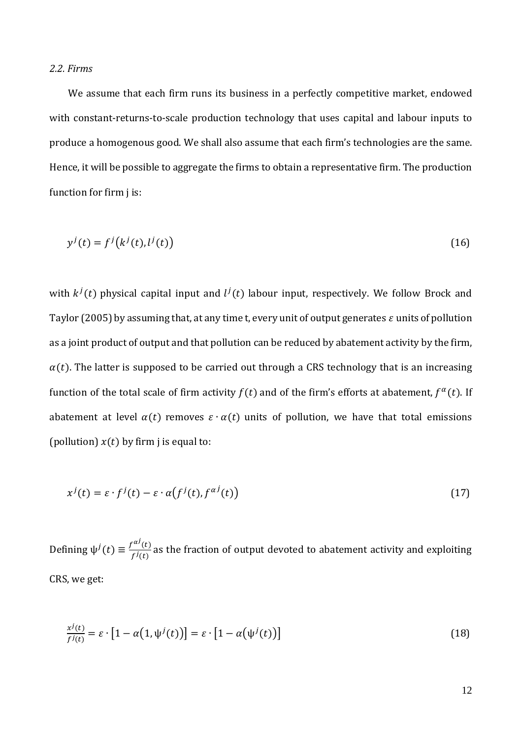*2.2. Firms*

We assume that each firm runs its business in a perfectly competitive market, endowed with constant-returns-to-scale production technology that uses capital and labour inputs to produce a homogenous good. We shall also assume that each firm's technologies are the same. Hence, it will be possible to aggregate the firms to obtain a representative firm. The production function for firm j is:

$$y^j(t) = f^j\big(k^j(t), l^j(t)\big) \tag{16}$$

with $k^j(t)$ physical capital input and $l^j(t)$ labour input, respectively. We follow Brock and Taylor (2005) by assuming that, at any time t, every unit of output generates $\varepsilon$ units of pollution as a joint product of output and that pollution can be reduced by abatement activity by the firm, $\alpha(t)$. The latter is supposed to be carried out through a CRS technology that is an increasing function of the total scale of firm activity $f(t)$ and of the firm's efforts at abatement, $f^{\alpha}(t)$. If abatement at level $\alpha(t)$ removes $\varepsilon \cdot \alpha(t)$ units of pollution, we have that total emissions (pollution) $x(t)$ by firm j is equal to:

$$x^j(t) = \varepsilon \cdot f^j(t) - \varepsilon \cdot \alpha\big(f^j(t), f^{\alpha j}(t)\big) \tag{17}$$

Defining $\psi^j(t) \equiv \frac{f^{\alpha j}(t)}{f^j(t)}$ as the fraction of output devoted to abatement activity and exploiting CRS, we get:

$$\frac{x^j(t)}{f^j(t)} = \varepsilon \cdot \big[1 - \alpha\big(1, \psi^j(t)\big)\big] = \varepsilon \cdot \big[1 - \alpha\big(\psi^j(t)\big)\big] \tag{18}$$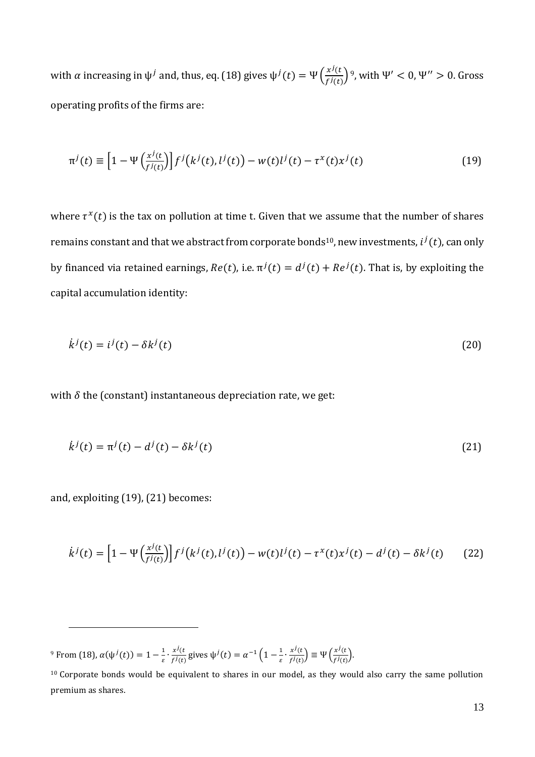with $\alpha$ increasing in $\psi^j$ and, thus, eq. (18) gives $\psi^j(t) = \Psi\left(\frac{x^j(t}{f^j(t)}\right)$[9], with $\Psi' < 0$, $\Psi'' > 0$. Gross operating profits of the firms are:

$$\pi^j(t) \equiv \left[1 - \Psi\left(\frac{x^j(t}{f^j(t)}\right)\right] f^j\big(k^j(t), l^j(t)\big) - w(t)l^j(t) - \tau^x(t)x^j(t) \tag{19}$$

where $\tau^x(t)$ is the tax on pollution at time t. Given that we assume that the number of shares remains constant and that we abstract from corporate bonds[10], new investments, $i^j(t)$, can only by financed via retained earnings, $Re(t)$, i.e. $\pi^j(t) = d^j(t) + Re^j(t)$. That is, by exploiting the capital accumulation identity:

$$\dot{k}^j(t) = i^j(t) - \delta k^j(t) \tag{20}$$

with $\delta$ the (constant) instantaneous depreciation rate, we get:

$$\dot{k}^j(t) = \pi^j(t) - d^j(t) - \delta k^j(t) \tag{21}$$

and, exploiting (19), (21) becomes:

$$\dot{k}^j(t) = \left[1 - \Psi\left(\frac{x^j(t}{f^j(t)}\right)\right] f^j\big(k^j(t), l^j(t)\big) - w(t)l^j(t) - \tau^x(t)x^j(t) - d^j(t) - \delta k^j(t) \tag{22}$$

---

[9] From (18), $\alpha(\psi^j(t)) = 1 - \frac{1}{\varepsilon} \cdot \frac{x^j(t}{f^j(t)}$ gives $\psi^j(t) = \alpha^{-1}\left(1 - \frac{1}{\varepsilon} \cdot \frac{x^j(t)}{f^j(t)}\right) \equiv \Psi\left(\frac{x^j(t}{f^j(t)}\right)$.

[10] Corporate bonds would be equivalent to shares in our model, as they would also carry the same pollution premium as shares.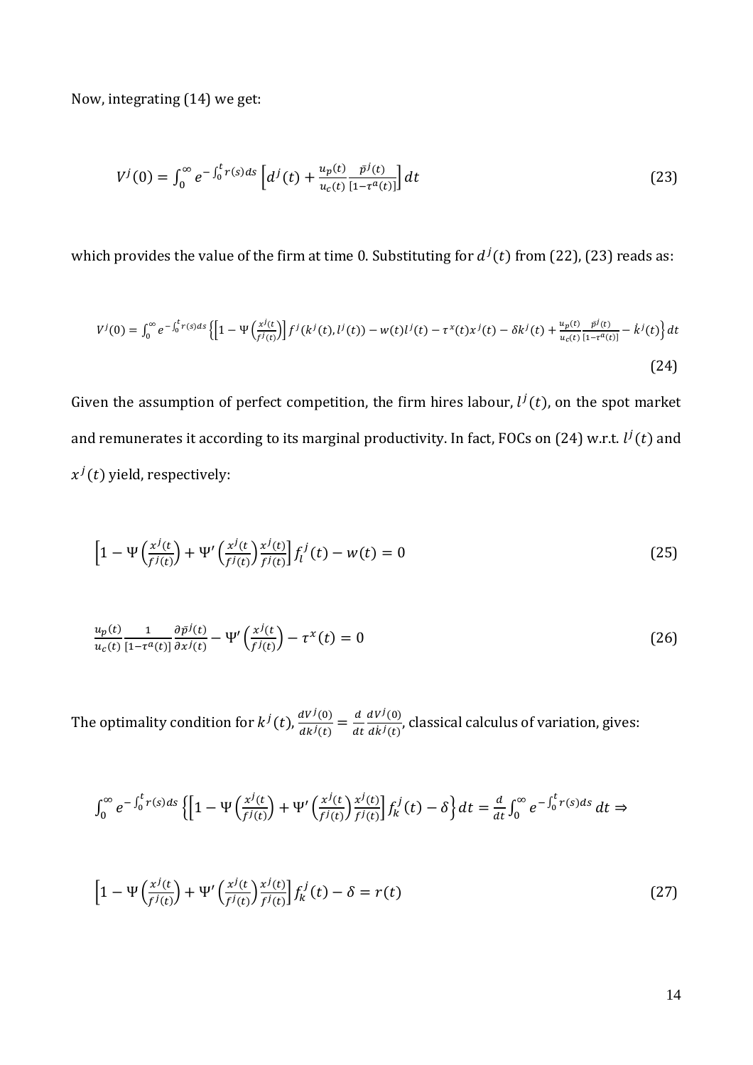Now, integrating (14) we get:

$$V^j(0) = \int_0^\infty e^{-\int_0^t r(s)ds} \left[ d^j(t) + \frac{u_p(t)}{u_c(t)} \frac{\bar{p}^j(t)}{[1-\tau^a(t)]} \right] dt \tag{23}$$

which provides the value of the firm at time 0. Substituting for $d^j(t)$ from (22), (23) reads as:

$$V^j(0) = \int_0^\infty e^{-\int_0^t r(s)ds} \left\{ \left[ 1 - \Psi\left( \frac{x^j(t}{f^j(t)} \right) \right] f^j(k^j(t), l^j(t)) - w(t) l^j(t) - \tau^x(t) x^j(t) - \delta k^j(t) + \frac{u_p(t)}{u_c(t)} \frac{\bar{p}^j(t)}{[1-\tau^a(t)]} - \dot{k}^j(t) \right\} dt \tag{24}$$

Given the assumption of perfect competition, the firm hires labour, $l^j(t)$, on the spot market and remunerates it according to its marginal productivity. In fact, FOCs on (24) w.r.t. $l^j(t)$ and $x^j(t)$ yield, respectively:

$$\left[ 1 - \Psi\left( \frac{x^j(t}{f^j(t)} \right) + \Psi'\left( \frac{x^j(t}{f^j(t)} \right) \frac{x^j(t)}{f^j(t)} \right] f_l^j(t) - w(t) = 0 \tag{25}$$

$$\frac{u_p(t)}{u_c(t)} \frac{1}{[1-\tau^a(t)]} \frac{\partial \bar{p}^j(t)}{\partial x^j(t)} - \Psi'\left( \frac{x^j(t}{f^j(t)} \right) - \tau^x(t) = 0 \tag{26}$$

The optimality condition for $k^j(t)$, $\frac{dV^j(0)}{dk^j(t)} = \frac{d}{dt} \frac{dV^j(0)}{d\dot{k}^j(t)}$, classical calculus of variation, gives:

$$\int_0^\infty e^{-\int_0^t r(s)ds} \left\{ \left[ 1 - \Psi\left( \frac{x^j(t}{f^j(t)} \right) + \Psi'\left( \frac{x^j(t}{f^j(t)} \right) \frac{x^j(t)}{f^j(t)} \right] f_k^j(t) - \delta \right\} dt = \frac{d}{dt} \int_0^\infty e^{-\int_0^t r(s)ds} \, dt \Rightarrow$$

$$\left[ 1 - \Psi\left( \frac{x^j(t}{f^j(t)} \right) + \Psi'\left( \frac{x^j(t}{f^j(t)} \right) \frac{x^j(t)}{f^j(t)} \right] f_k^j(t) - \delta = r(t) \tag{27}$$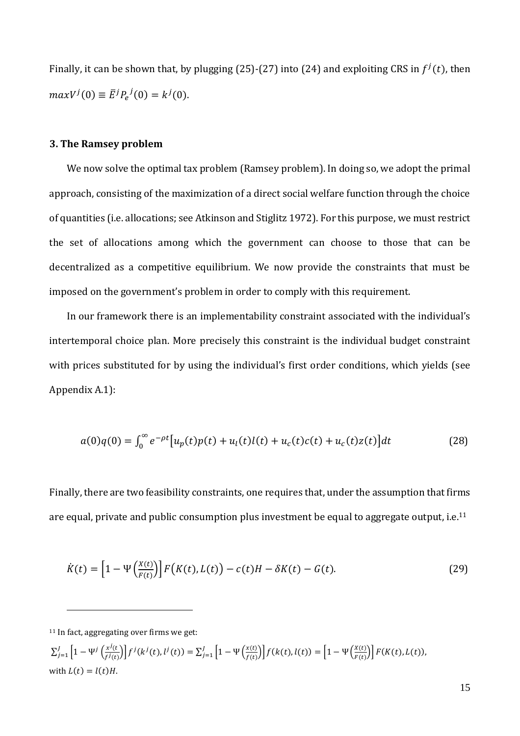Finally, it can be shown that, by plugging (25)-(27) into (24) and exploiting CRS in $f^j(t)$, then $maxV^j(0) \equiv \bar{E}^j P_e{}^j(0) = k^j(0)$.

### 3. The Ramsey problem

We now solve the optimal tax problem (Ramsey problem). In doing so, we adopt the primal approach, consisting of the maximization of a direct social welfare function through the choice of quantities (i.e. allocations; see Atkinson and Stiglitz 1972). For this purpose, we must restrict the set of allocations among which the government can choose to those that can be decentralized as a competitive equilibrium. We now provide the constraints that must be imposed on the government's problem in order to comply with this requirement.

In our framework there is an implementability constraint associated with the individual's intertemporal choice plan. More precisely this constraint is the individual budget constraint with prices substituted for by using the individual's first order conditions, which yields (see Appendix A.1):

$$a(0)q(0) = \int_0^\infty e^{-\rho t}\left[u_p(t)p(t) + u_l(t)l(t) + u_c(t)c(t) + u_c(t)z(t)\right]dt \tag{28}$$

Finally, there are two feasibility constraints, one requires that, under the assumption that firms are equal, private and public consumption plus investment be equal to aggregate output, i.e.[11]

$$\dot{K}(t) = \left[1 - \Psi\left(\frac{X(t)}{F(t)}\right)\right] F\big(K(t), L(t)\big) - c(t)H - \delta K(t) - G(t). \tag{29}$$

---

[11] In fact, aggregating over firms we get:

$\sum_{j=1}^{J}\left[1 - \Psi^j\left(\frac{x^j(t}{f^j(t)}\right)\right] f^j(k^j(t), l^j(t)) = \sum_{j=1}^{J}\left[1 - \Psi\left(\frac{x(t)}{f(t)}\right)\right] f(k(t), l(t)) = \left[1 - \Psi\left(\frac{X(t)}{F(t)}\right)\right] F(K(t), L(t)),$

with $L(t) = l(t)H$.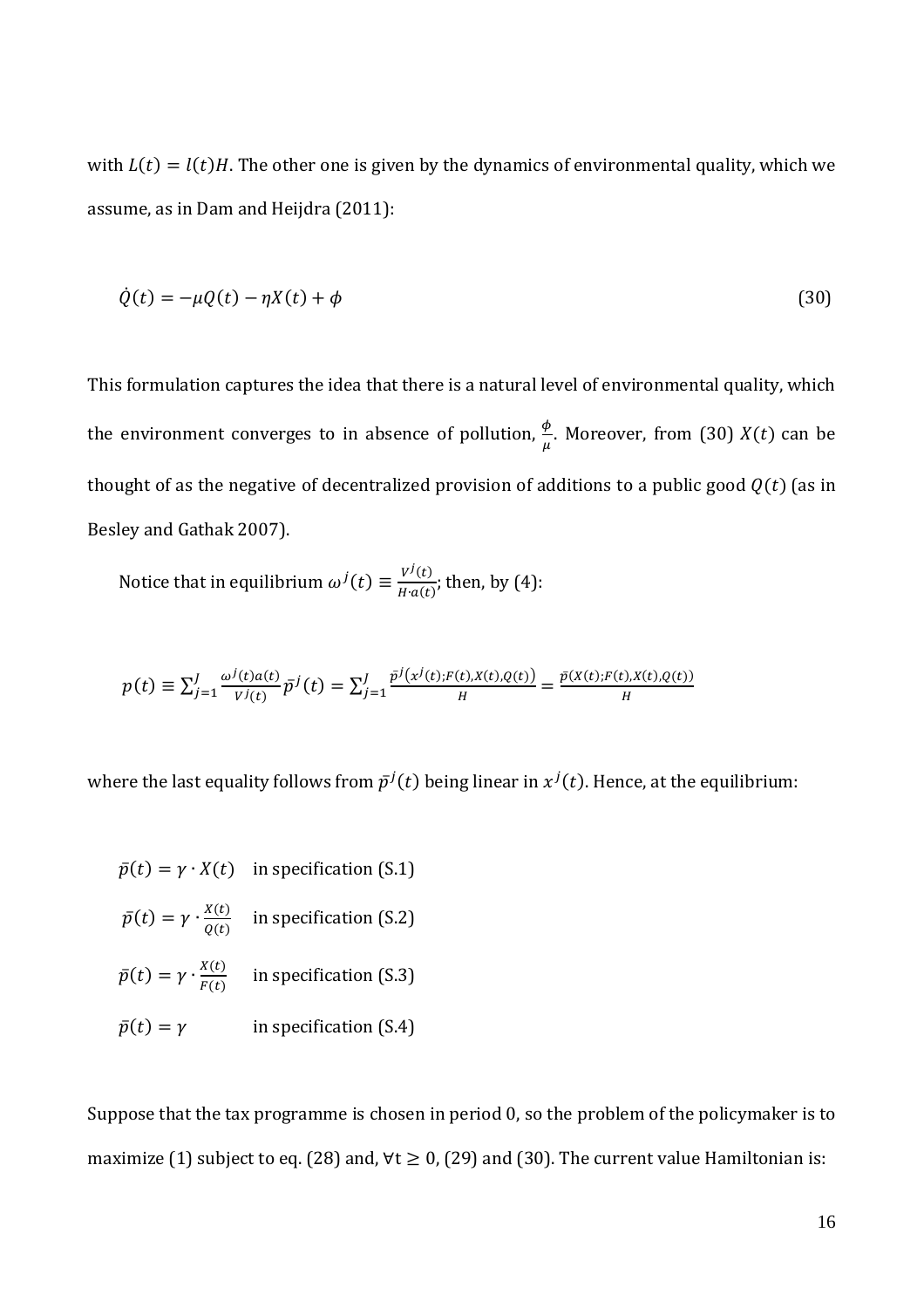with $L(t) = l(t)H$. The other one is given by the dynamics of environmental quality, which we assume, as in Dam and Heijdra (2011):

$$\dot{Q}(t) = -\mu Q(t) - \eta X(t) + \phi \tag{30}$$

This formulation captures the idea that there is a natural level of environmental quality, which the environment converges to in absence of pollution, $\frac{\phi}{\mu}$. Moreover, from (30) $X(t)$ can be thought of as the negative of decentralized provision of additions to a public good $Q(t)$ (as in Besley and Gathak 2007).

Notice that in equilibrium $\omega^j(t) \equiv \frac{V^j(t)}{H \cdot a(t)}$; then, by (4):

$$p(t) \equiv \sum_{j=1}^{J} \frac{\omega^j(t) a(t)}{V^j(t)} \bar{p}^j(t) = \sum_{j=1}^{J} \frac{\bar{p}^j\big(x^j(t); F(t), X(t), Q(t)\big)}{H} = \frac{\bar{p}(X(t); F(t), X(t), Q(t))}{H}$$

where the last equality follows from $\bar{p}^j(t)$ being linear in $x^j(t)$. Hence, at the equilibrium:

$\bar{p}(t) = \gamma \cdot X(t)$ in specification (S.1)

$\bar{p}(t) = \gamma \cdot \frac{X(t)}{Q(t)}$ in specification (S.2)

$\bar{p}(t) = \gamma \cdot \frac{X(t)}{F(t)}$ in specification (S.3)

$\bar{p}(t) = \gamma$ in specification (S.4)

Suppose that the tax programme is chosen in period 0, so the problem of the policymaker is to maximize (1) subject to eq. (28) and, $\forall t \geq 0$, (29) and (30). The current value Hamiltonian is: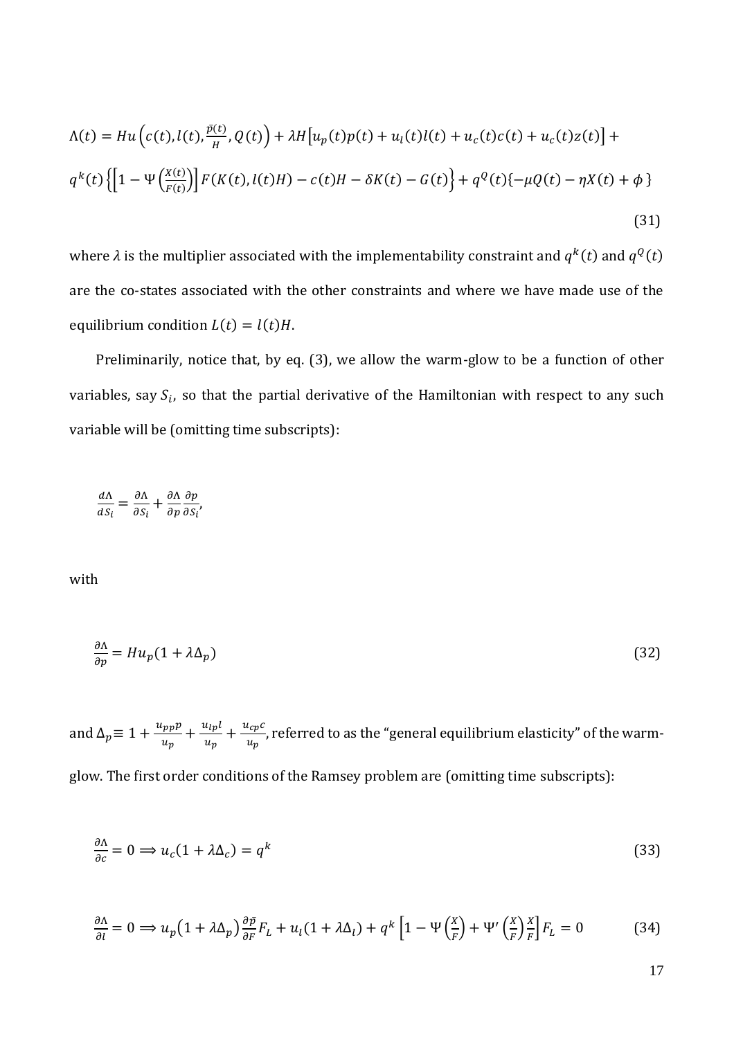$$\Lambda(t) = Hu\left(c(t), l(t), \frac{\bar{p}(t)}{H}, Q(t)\right) + \lambda H\left[u_p(t)p(t) + u_l(t)l(t) + u_c(t)c(t) + u_c(t)z(t)\right] +$$

$$q^k(t)\left\{\left[1 - \Psi\left(\frac{X(t)}{F(t)}\right)\right]F(K(t), l(t)H) - c(t)H - \delta K(t) - G(t)\right\} + q^Q(t)\{-\mu Q(t) - \eta X(t) + \phi\}$$

$$(31)$$

where $\lambda$ is the multiplier associated with the implementability constraint and $q^k(t)$ and $q^Q(t)$ are the co-states associated with the other constraints and where we have made use of the equilibrium condition $L(t) = l(t)H$.

Preliminarily, notice that, by eq. (3), we allow the warm-glow to be a function of other variables, say $S_i$, so that the partial derivative of the Hamiltonian with respect to any such variable will be (omitting time subscripts):

$$\frac{d\Lambda}{dS_i} = \frac{\partial \Lambda}{\partial S_i} + \frac{\partial \Lambda}{\partial p}\frac{\partial p}{\partial S_i},$$

with

$$\frac{\partial \Lambda}{\partial p} = Hu_p(1 + \lambda\Delta_p) \tag{32}$$

and $\Delta_p \equiv 1 + \frac{u_{pp}p}{u_p} + \frac{u_{lp}l}{u_p} + \frac{u_{cp}c}{u_p}$, referred to as the "general equilibrium elasticity" of the warm-glow. The first order conditions of the Ramsey problem are (omitting time subscripts):

$$\frac{\partial \Lambda}{\partial c} = 0 \Longrightarrow u_c(1 + \lambda\Delta_c) = q^k \tag{33}$$

$$\frac{\partial \Lambda}{\partial l} = 0 \Longrightarrow u_p(1 + \lambda\Delta_p)\frac{\partial \bar{p}}{\partial F}F_L + u_l(1 + \lambda\Delta_l) + q^k\left[1 - \Psi\left(\frac{X}{F}\right) + \Psi'\left(\frac{X}{F}\right)\frac{X}{F}\right]F_L = 0 \tag{34}$$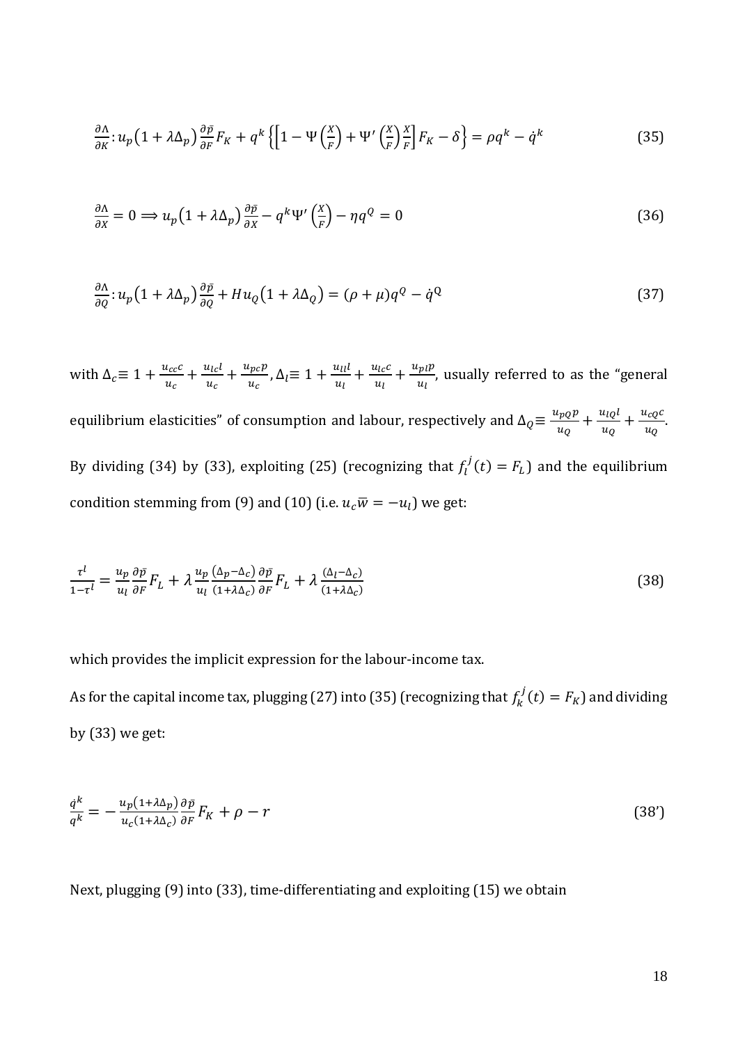$$\frac{\partial \Lambda}{\partial K}: u_p\left(1+\lambda\Delta_p\right)\frac{\partial \bar{p}}{\partial F}F_K + q^k\left\{\left[1-\Psi\left(\frac{X}{F}\right)+\Psi'\left(\frac{X}{F}\right)\frac{X}{F}\right]F_K - \delta\right\} = \rho q^k - \dot{q}^k \tag{35}$$

$$\frac{\partial \Lambda}{\partial X} = 0 \Longrightarrow u_p\left(1+\lambda\Delta_p\right)\frac{\partial \bar{p}}{\partial X} - q^k\Psi'\left(\frac{X}{F}\right) - \eta q^Q = 0 \tag{36}$$

$$\frac{\partial \Lambda}{\partial Q}: u_p\left(1+\lambda\Delta_p\right)\frac{\partial \bar{p}}{\partial Q} + H u_Q\left(1+\lambda\Delta_Q\right) = (\rho+\mu)q^Q - \dot{q}^Q \tag{37}$$

with $\Delta_c \equiv 1 + \frac{u_{cc}c}{u_c} + \frac{u_{lc}l}{u_c} + \frac{u_{pc}p}{u_c}$, $\Delta_l \equiv 1 + \frac{u_{ll}l}{u_l} + \frac{u_{lc}c}{u_l} + \frac{u_{pl}p}{u_l}$, usually referred to as the "general equilibrium elasticities" of consumption and labour, respectively and $\Delta_Q \equiv \frac{u_{pQ}p}{u_Q} + \frac{u_{lQ}l}{u_Q} + \frac{u_{cQ}c}{u_Q}$.

By dividing (34) by (33), exploiting (25) (recognizing that $f_l^j(t) = F_L$) and the equilibrium condition stemming from (9) and (10) (i.e. $u_c\bar{w} = -u_l$) we get:

$$\frac{\tau^l}{1-\tau^l} = \frac{u_p}{u_l}\frac{\partial \bar{p}}{\partial F}F_L + \lambda\frac{u_p}{u_l}\frac{\left(\Delta_p - \Delta_c\right)}{\left(1+\lambda\Delta_c\right)}\frac{\partial \bar{p}}{\partial F}F_L + \lambda\frac{\left(\Delta_l - \Delta_c\right)}{\left(1+\lambda\Delta_c\right)} \tag{38}$$

which provides the implicit expression for the labour-income tax.

As for the capital income tax, plugging (27) into (35) (recognizing that $f_k^j(t) = F_K$) and dividing by (33) we get:

$$\frac{\dot{q}^k}{q^k} = -\frac{u_p\left(1+\lambda\Delta_p\right)}{u_c\left(1+\lambda\Delta_c\right)}\frac{\partial \bar{p}}{\partial F}F_K + \rho - r \tag{38'}$$

Next, plugging (9) into (33), time-differentiating and exploiting (15) we obtain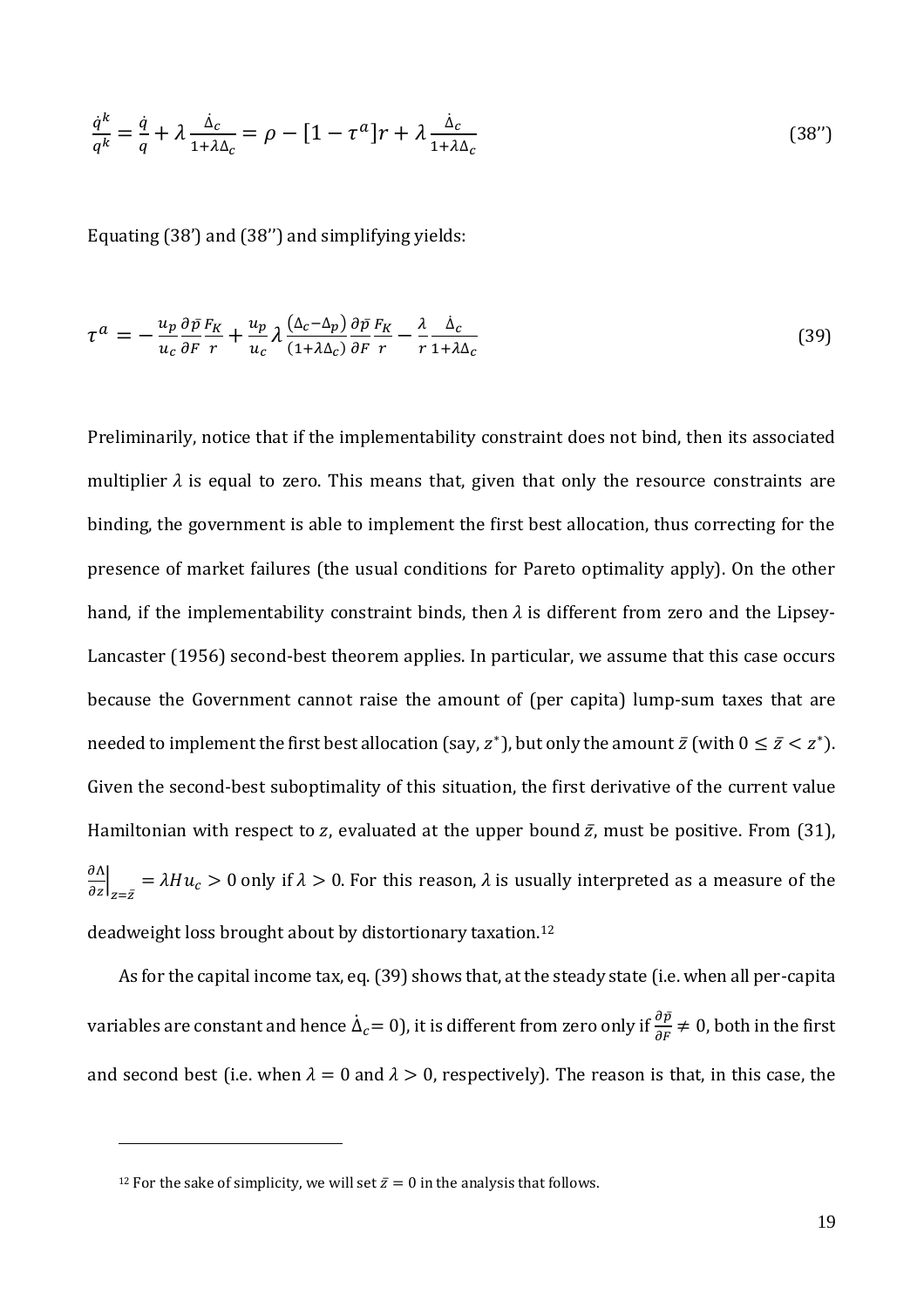$$\frac{\dot{q}^k}{q^k} = \frac{\dot{q}}{q} + \lambda \frac{\dot{\Delta}_c}{1+\lambda\Delta_c} = \rho - [1-\tau^a]r + \lambda \frac{\dot{\Delta}_c}{1+\lambda\Delta_c} \tag{38''}$$

Equating (38') and (38'') and simplifying yields:

$$\tau^a = -\frac{u_p}{u_c}\frac{\partial \bar{p}}{\partial F}\frac{F_K}{r} + \frac{u_p}{u_c}\lambda\frac{(\Delta_c - \Delta_p)}{(1+\lambda\Delta_c)}\frac{\partial \bar{p}}{\partial F}\frac{F_K}{r} - \frac{\lambda}{r}\frac{\dot{\Delta}_c}{1+\lambda\Delta_c} \tag{39}$$

Preliminarily, notice that if the implementability constraint does not bind, then its associated multiplier $\lambda$ is equal to zero. This means that, given that only the resource constraints are binding, the government is able to implement the first best allocation, thus correcting for the presence of market failures (the usual conditions for Pareto optimality apply). On the other hand, if the implementability constraint binds, then $\lambda$ is different from zero and the Lipsey-Lancaster (1956) second-best theorem applies. In particular, we assume that this case occurs because the Government cannot raise the amount of (per capita) lump-sum taxes that are needed to implement the first best allocation (say, $z^*$), but only the amount $\bar{z}$ (with $0 \leq \bar{z} < z^*$). Given the second-best suboptimality of this situation, the first derivative of the current value Hamiltonian with respect to $z$, evaluated at the upper bound $\bar{z}$, must be positive. From (31), $\left.\frac{\partial \Lambda}{\partial z}\right|_{z=\bar{z}} = \lambda H u_c > 0$ only if $\lambda > 0$. For this reason, $\lambda$ is usually interpreted as a measure of the deadweight loss brought about by distortionary taxation.[12]

As for the capital income tax, eq. (39) shows that, at the steady state (i.e. when all per-capita variables are constant and hence $\dot{\Delta}_c = 0$), it is different from zero only if $\frac{\partial \bar{p}}{\partial F} \neq 0$, both in the first and second best (i.e. when $\lambda = 0$ and $\lambda > 0$, respectively). The reason is that, in this case, the

[12] For the sake of simplicity, we will set $\bar{z} = 0$ in the analysis that follows.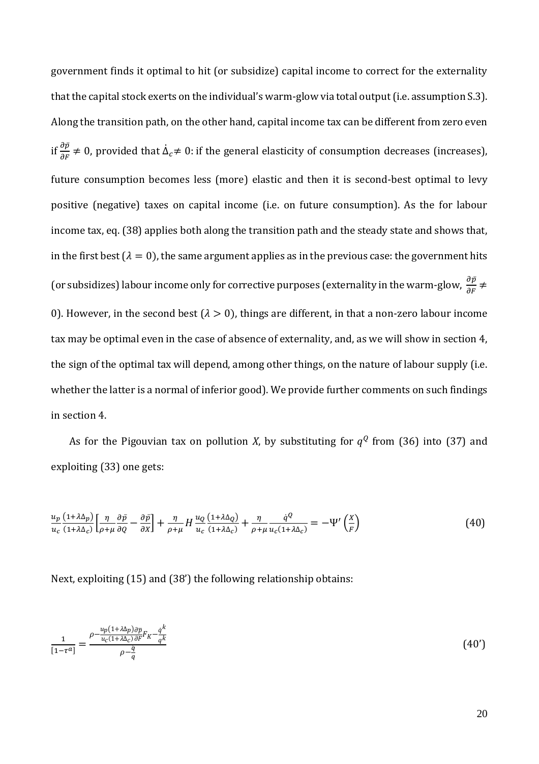government finds it optimal to hit (or subsidize) capital income to correct for the externality that the capital stock exerts on the individual's warm-glow via total output (i.e. assumption S.3). Along the transition path, on the other hand, capital income tax can be different from zero even if $\frac{\partial \bar{p}}{\partial F} \neq 0$, provided that $\dot{\Delta}_c \neq 0$: if the general elasticity of consumption decreases (increases), future consumption becomes less (more) elastic and then it is second-best optimal to levy positive (negative) taxes on capital income (i.e. on future consumption). As the for labour income tax, eq. (38) applies both along the transition path and the steady state and shows that, in the first best ($\lambda = 0$), the same argument applies as in the previous case: the government hits (or subsidizes) labour income only for corrective purposes (externality in the warm-glow, $\frac{\partial \bar{p}}{\partial F} \neq 0$). However, in the second best ($\lambda > 0$), things are different, in that a non-zero labour income tax may be optimal even in the case of absence of externality, and, as we will show in section 4, the sign of the optimal tax will depend, among other things, on the nature of labour supply (i.e. whether the latter is a normal of inferior good). We provide further comments on such findings in section 4.

As for the Pigouvian tax on pollution *X*, by substituting for $q^Q$ from (36) into (37) and exploiting (33) one gets:

$$\frac{u_p}{u_c}\frac{(1+\lambda\Delta_p)}{(1+\lambda\Delta_c)}\left[\frac{\eta}{\rho+\mu}\frac{\partial \bar{p}}{\partial Q} - \frac{\partial \bar{p}}{\partial X}\right] + \frac{\eta}{\rho+\mu} H \frac{u_Q}{u_c}\frac{(1+\lambda\Delta_Q)}{(1+\lambda\Delta_c)} + \frac{\eta}{\rho+\mu}\frac{\dot{q}^Q}{u_c(1+\lambda\Delta_c)} = -\Psi'\left(\frac{X}{F}\right) \tag{40}$$

Next, exploiting (15) and (38') the following relationship obtains:

$$\frac{1}{[1-\tau^a]} = \frac{\rho - \frac{u_p(1+\lambda\Delta_p)}{u_c(1+\lambda\Delta_c)}\frac{\partial \bar{p}}{\partial F}F_K - \frac{\dot{q}^k}{q^k}}{\rho - \frac{\dot{q}}{q}} \tag{40'}$$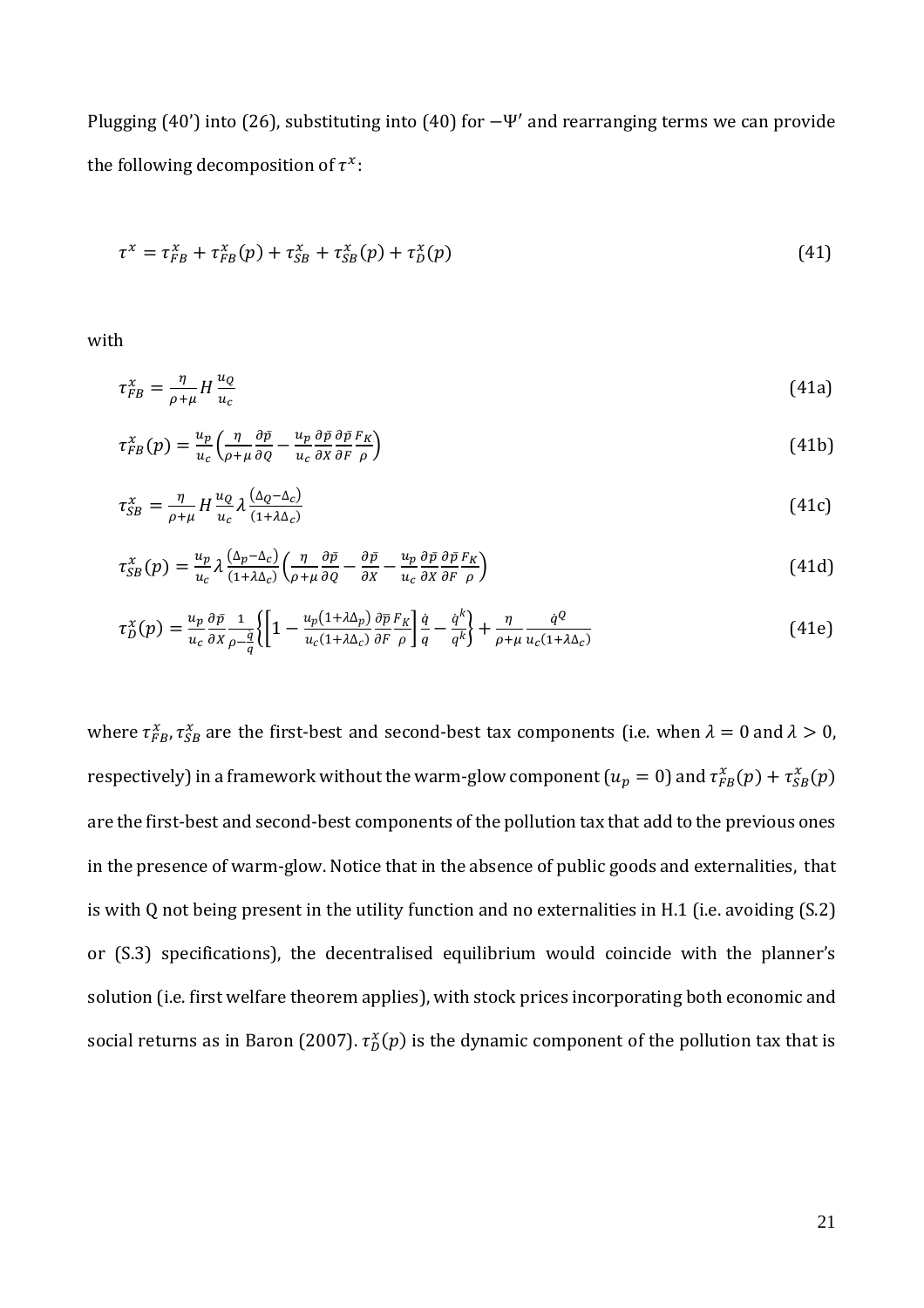Plugging (40') into (26), substituting into (40) for $-\Psi'$ and rearranging terms we can provide the following decomposition of $\tau^x$:

$$\tau^x = \tau_{FB}^x + \tau_{FB}^x(p) + \tau_{SB}^x + \tau_{SB}^x(p) + \tau_D^x(p) \tag{41}$$

with

$$\tau_{FB}^x = \frac{\eta}{\rho+\mu} H \frac{u_Q}{u_c} \tag{41a}$$

$$\tau_{FB}^x(p) = \frac{u_p}{u_c}\left(\frac{\eta}{\rho+\mu}\frac{\partial \bar{p}}{\partial Q} - \frac{u_p}{u_c}\frac{\partial \bar{p}}{\partial X}\frac{\partial \bar{p}}{\partial F}\frac{F_K}{\rho}\right) \tag{41b}$$

$$\tau_{SB}^x = \frac{\eta}{\rho+\mu} H \frac{u_Q}{u_c} \lambda \frac{(\Delta_Q - \Delta_c)}{(1+\lambda\Delta_c)} \tag{41c}$$

$$\tau_{SB}^x(p) = \frac{u_p}{u_c}\lambda\frac{(\Delta_p - \Delta_c)}{(1+\lambda\Delta_c)}\left(\frac{\eta}{\rho+\mu}\frac{\partial \bar{p}}{\partial Q} - \frac{\partial \bar{p}}{\partial X} - \frac{u_p}{u_c}\frac{\partial \bar{p}}{\partial X}\frac{\partial \bar{p}}{\partial F}\frac{F_K}{\rho}\right) \tag{41d}$$

$$\tau_D^x(p) = \frac{u_p}{u_c}\frac{\partial \bar{p}}{\partial X}\frac{1}{\rho - \frac{\dot{q}}{q}}\left\{\left[1 - \frac{u_p(1+\lambda\Delta_p)}{u_c(1+\lambda\Delta_c)}\frac{\partial \bar{p}}{\partial F}\frac{F_K}{\rho}\right]\frac{\dot{q}}{q} - \frac{\dot{q}^k}{q^k}\right\} + \frac{\eta}{\rho+\mu}\frac{\dot{q}^Q}{u_c(1+\lambda\Delta_c)} \tag{41e}$$

where $\tau_{FB}^x, \tau_{SB}^x$ are the first-best and second-best tax components (i.e. when $\lambda = 0$ and $\lambda > 0$, respectively) in a framework without the warm-glow component ($u_p = 0$) and $\tau_{FB}^x(p) + \tau_{SB}^x(p)$ are the first-best and second-best components of the pollution tax that add to the previous ones in the presence of warm-glow. Notice that in the absence of public goods and externalities, that is with Q not being present in the utility function and no externalities in H.1 (i.e. avoiding (S.2) or (S.3) specifications), the decentralised equilibrium would coincide with the planner's solution (i.e. first welfare theorem applies), with stock prices incorporating both economic and social returns as in Baron (2007). $\tau_D^x(p)$ is the dynamic component of the pollution tax that is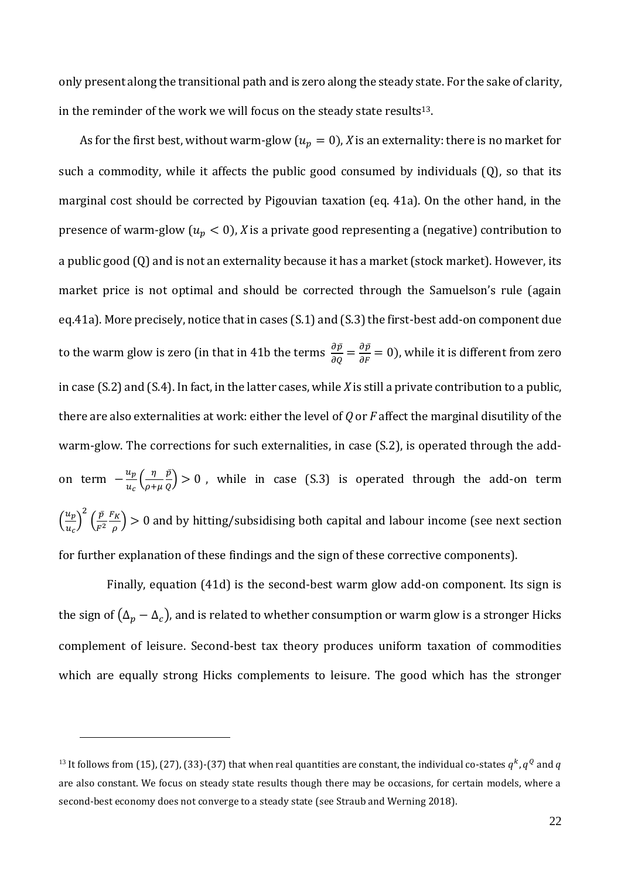only present along the transitional path and is zero along the steady state. For the sake of clarity, in the reminder of the work we will focus on the steady state results[13].

As for the first best, without warm-glow ($u_p = 0$), $X$ is an externality: there is no market for such a commodity, while it affects the public good consumed by individuals (Q), so that its marginal cost should be corrected by Pigouvian taxation (eq. 41a). On the other hand, in the presence of warm-glow ($u_p < 0$), $X$ is a private good representing a (negative) contribution to a public good (Q) and is not an externality because it has a market (stock market). However, its market price is not optimal and should be corrected through the Samuelson's rule (again eq.41a). More precisely, notice that in cases (S.1) and (S.3) the first-best add-on component due to the warm glow is zero (in that in 41b the terms $\frac{\partial \bar{p}}{\partial Q} = \frac{\partial \bar{p}}{\partial F} = 0$), while it is different from zero in case (S.2) and (S.4). In fact, in the latter cases, while $X$ is still a private contribution to a public, there are also externalities at work: either the level of $Q$ or $F$ affect the marginal disutility of the warm-glow. The corrections for such externalities, in case (S.2), is operated through the add-on term $-\frac{u_p}{u_c}\left(\frac{\eta}{\rho+\mu}\frac{\bar{p}}{Q}\right) > 0$ , while in case (S.3) is operated through the add-on term $\left(\frac{u_p}{u_c}\right)^2\left(\frac{\bar{p}}{F^2}\frac{F_K}{\rho}\right) > 0$ and by hitting/subsidising both capital and labour income (see next section for further explanation of these findings and the sign of these corrective components).

Finally, equation (41d) is the second-best warm glow add-on component. Its sign is the sign of $(\Delta_p - \Delta_c)$, and is related to whether consumption or warm glow is a stronger Hicks complement of leisure. Second-best tax theory produces uniform taxation of commodities which are equally strong Hicks complements to leisure. The good which has the stronger

[13] It follows from (15), (27), (33)-(37) that when real quantities are constant, the individual co-states $q^k$, $q^Q$ and $q$ are also constant. We focus on steady state results though there may be occasions, for certain models, where a second-best economy does not converge to a steady state (see Straub and Werning 2018).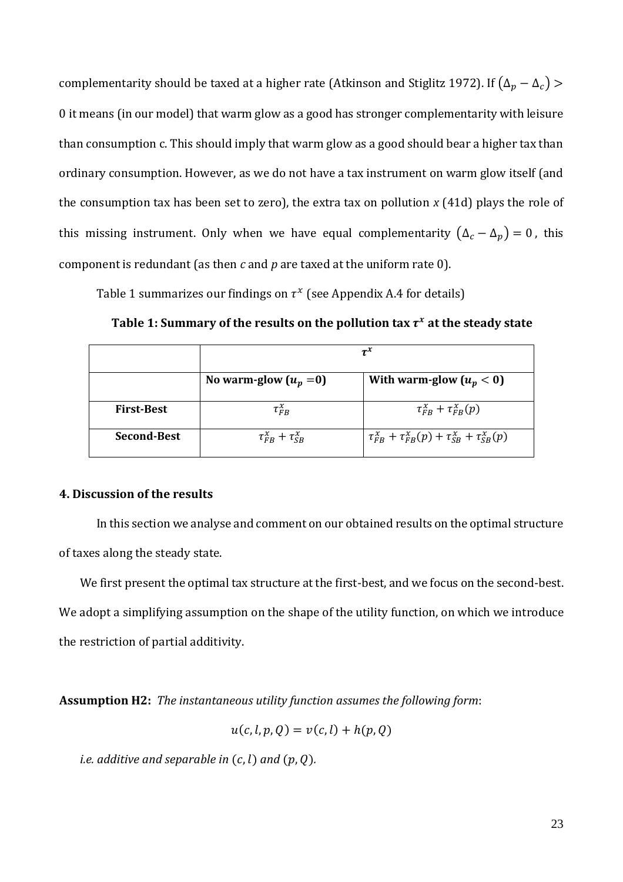complementarity should be taxed at a higher rate (Atkinson and Stiglitz 1972). If $(\Delta_p - \Delta_c) > 0$ it means (in our model) that warm glow as a good has stronger complementarity with leisure than consumption c. This should imply that warm glow as a good should bear a higher tax than ordinary consumption. However, as we do not have a tax instrument on warm glow itself (and the consumption tax has been set to zero), the extra tax on pollution *x* (41d) plays the role of this missing instrument. Only when we have equal complementarity $(\Delta_c - \Delta_p) = 0$, this component is redundant (as then *c* and *p* are taxed at the uniform rate 0).

Table 1 summarizes our findings on $\tau^x$ (see Appendix A.4 for details)

**Table 1: Summary of the results on the pollution tax $\tau^x$ at the steady state**

| | $\tau^x$ | |
|---|---|---|
| | **No warm-glow ($u_p$ =0)** | **With warm-glow ($u_p < 0$)** |
| **First-Best** | $\tau^x_{FB}$ | $\tau^x_{FB} + \tau^x_{FB}(p)$ |
| **Second-Best** | $\tau^x_{FB} + \tau^x_{SB}$ | $\tau^x_{FB} + \tau^x_{FB}(p) + \tau^x_{SB} + \tau^x_{SB}(p)$ |

## 4. Discussion of the results

In this section we analyse and comment on our obtained results on the optimal structure of taxes along the steady state.

We first present the optimal tax structure at the first-best, and we focus on the second-best. We adopt a simplifying assumption on the shape of the utility function, on which we introduce the restriction of partial additivity.

**Assumption H2:** *The instantaneous utility function assumes the following form*:

$$u(c, l, p, Q) = v(c, l) + h(p, Q)$$

*i.e. additive and separable in $(c, l)$ and $(p, Q)$.*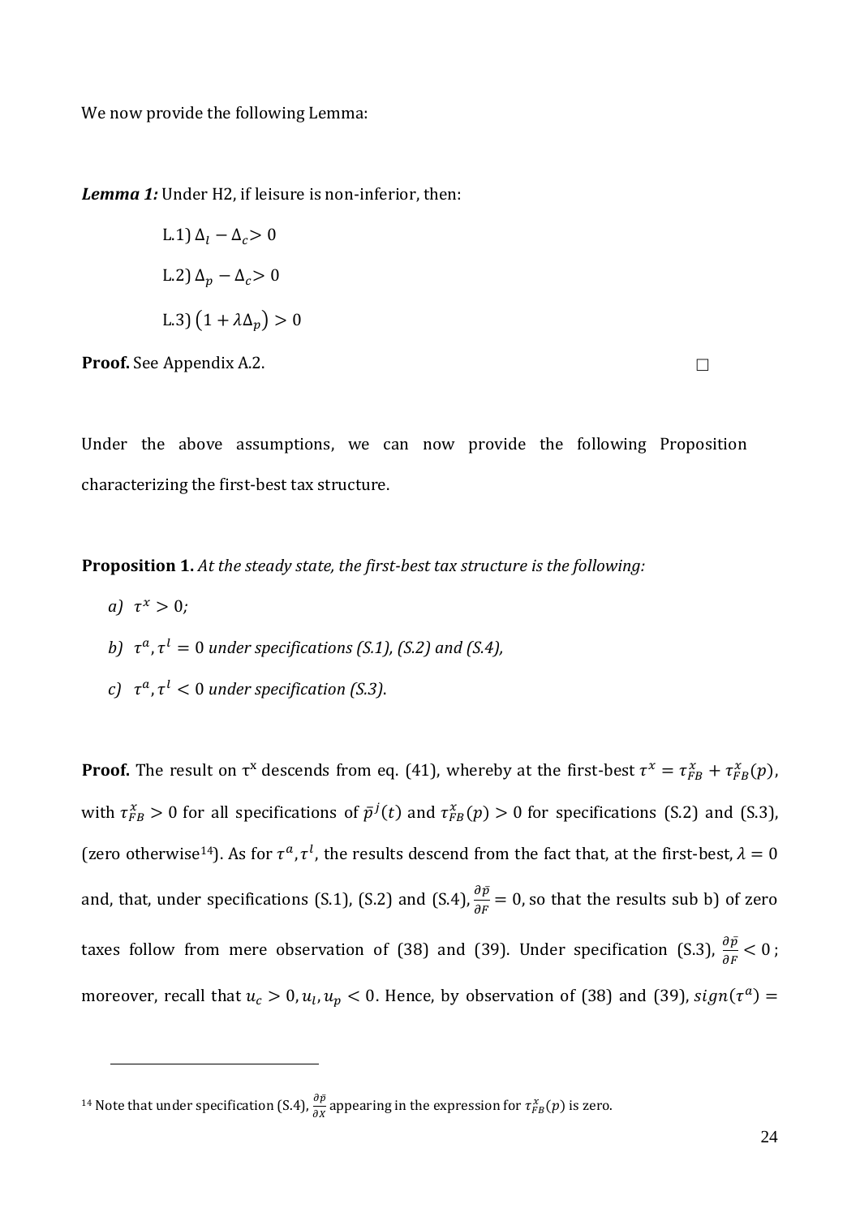We now provide the following Lemma:

***Lemma 1:*** Under H2, if leisure is non-inferior, then:

L.1) $\Delta_l - \Delta_c > 0$

L.2) $\Delta_p - \Delta_c > 0$

L.3) $\left(1 + \lambda \Delta_p\right) > 0$

**Proof.** See Appendix A.2. □

Under the above assumptions, we can now provide the following Proposition characterizing the first-best tax structure.

**Proposition 1.** *At the steady state, the first-best tax structure is the following:*

*a)* $\tau^x > 0$*;*

*b)* $\tau^a, \tau^l = 0$ *under specifications (S.1), (S.2) and (S.4),*

*c)* $\tau^a, \tau^l < 0$ *under specification (S.3).*

**Proof.** The result on $\tau^x$ descends from eq. (41), whereby at the first-best $\tau^x = \tau^x_{FB} + \tau^x_{FB}(p)$, with $\tau^x_{FB} > 0$ for all specifications of $\bar{p}^j(t)$ and $\tau^x_{FB}(p) > 0$ for specifications (S.2) and (S.3), (zero otherwise[14]). As for $\tau^a, \tau^l$, the results descend from the fact that, at the first-best, $\lambda = 0$ and, that, under specifications (S.1), (S.2) and (S.4), $\frac{\partial \bar{p}}{\partial F} = 0$, so that the results sub b) of zero taxes follow from mere observation of (38) and (39). Under specification (S.3), $\frac{\partial \bar{p}}{\partial F} < 0$; moreover, recall that $u_c > 0, u_l, u_p < 0$. Hence, by observation of (38) and (39), $sign(\tau^a) =$

[14] Note that under specification (S.4), $\frac{\partial \bar{p}}{\partial X}$ appearing in the expression for $\tau^x_{FB}(p)$ is zero.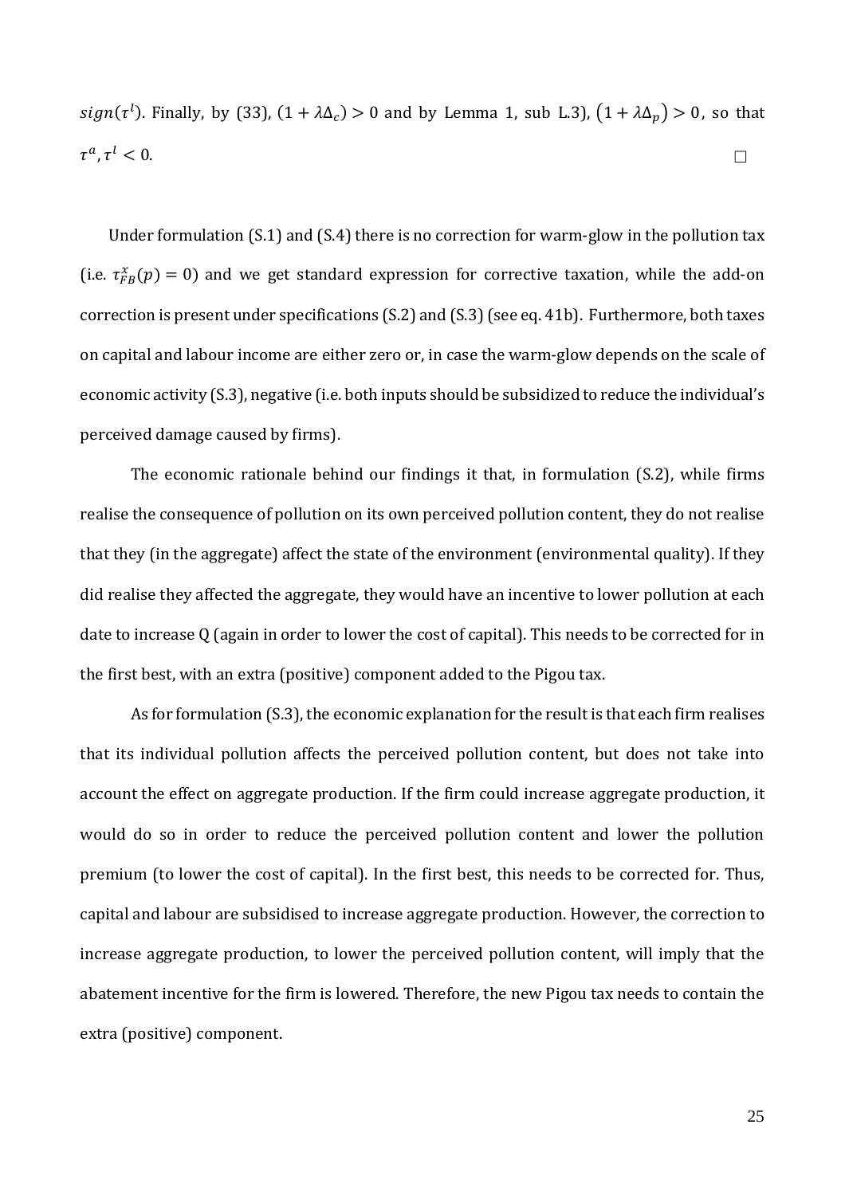$sign(\tau^l)$. Finally, by (33), $(1+\lambda\Delta_c) > 0$ and by Lemma 1, sub L.3), $(1+\lambda\Delta_p) > 0$, so that $\tau^a, \tau^l < 0$. □

Under formulation (S.1) and (S.4) there is no correction for warm-glow in the pollution tax (i.e. $\tau^x_{FB}(p) = 0$) and we get standard expression for corrective taxation, while the add-on correction is present under specifications (S.2) and (S.3) (see eq. 41b). Furthermore, both taxes on capital and labour income are either zero or, in case the warm-glow depends on the scale of economic activity (S.3), negative (i.e. both inputs should be subsidized to reduce the individual's perceived damage caused by firms).

The economic rationale behind our findings it that, in formulation (S.2), while firms realise the consequence of pollution on its own perceived pollution content, they do not realise that they (in the aggregate) affect the state of the environment (environmental quality). If they did realise they affected the aggregate, they would have an incentive to lower pollution at each date to increase Q (again in order to lower the cost of capital). This needs to be corrected for in the first best, with an extra (positive) component added to the Pigou tax.

As for formulation (S.3), the economic explanation for the result is that each firm realises that its individual pollution affects the perceived pollution content, but does not take into account the effect on aggregate production. If the firm could increase aggregate production, it would do so in order to reduce the perceived pollution content and lower the pollution premium (to lower the cost of capital). In the first best, this needs to be corrected for. Thus, capital and labour are subsidised to increase aggregate production. However, the correction to increase aggregate production, to lower the perceived pollution content, will imply that the abatement incentive for the firm is lowered. Therefore, the new Pigou tax needs to contain the extra (positive) component.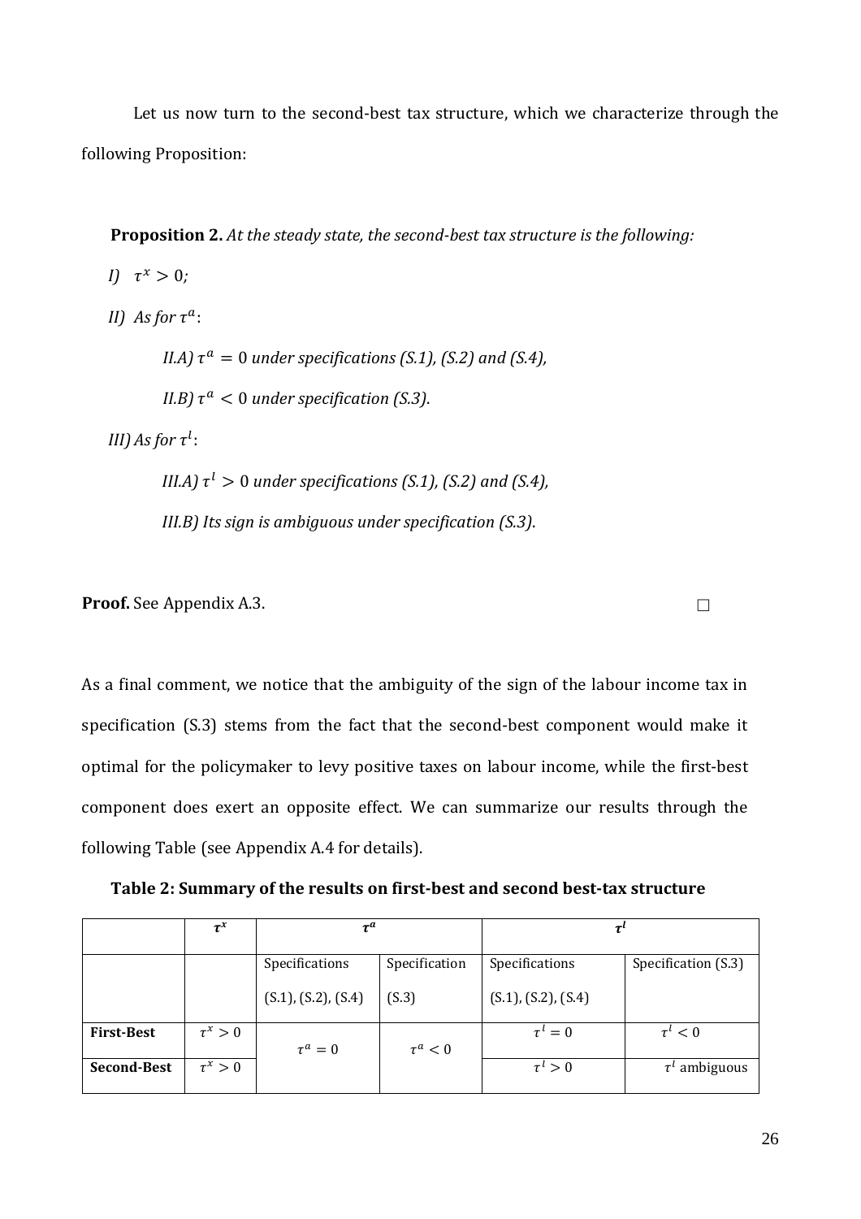Let us now turn to the second-best tax structure, which we characterize through the following Proposition:

**Proposition 2.** *At the steady state, the second-best tax structure is the following:*

*I)* $\tau^x > 0$*;*

*II) As for* $\tau^a$:

*II.A)* $\tau^a = 0$ *under specifications (S.1), (S.2) and (S.4),*

*II.B)* $\tau^a < 0$ *under specification (S.3).*

*III) As for* $\tau^l$:

*III.A)* $\tau^l > 0$ *under specifications (S.1), (S.2) and (S.4),*

*III.B) Its sign is ambiguous under specification (S.3).*

**Proof.** See Appendix A.3. □

As a final comment, we notice that the ambiguity of the sign of the labour income tax in specification (S.3) stems from the fact that the second-best component would make it optimal for the policymaker to levy positive taxes on labour income, while the first-best component does exert an opposite effect. We can summarize our results through the following Table (see Appendix A.4 for details).

**Table 2: Summary of the results on first-best and second best-tax structure**

| | $\tau^x$ | $\tau^a$ | | $\tau^l$ | |
|---|---|---|---|---|---|
| | | Specifications (S.1), (S.2), (S.4) | Specification (S.3) | Specifications (S.1), (S.2), (S.4) | Specification (S.3) |
| **First-Best** | $\tau^x > 0$ | $\tau^a = 0$ | $\tau^a < 0$ | $\tau^l = 0$ | $\tau^l < 0$ |
| **Second-Best** | $\tau^x > 0$ | | | $\tau^l > 0$ | $\tau^l$ ambiguous |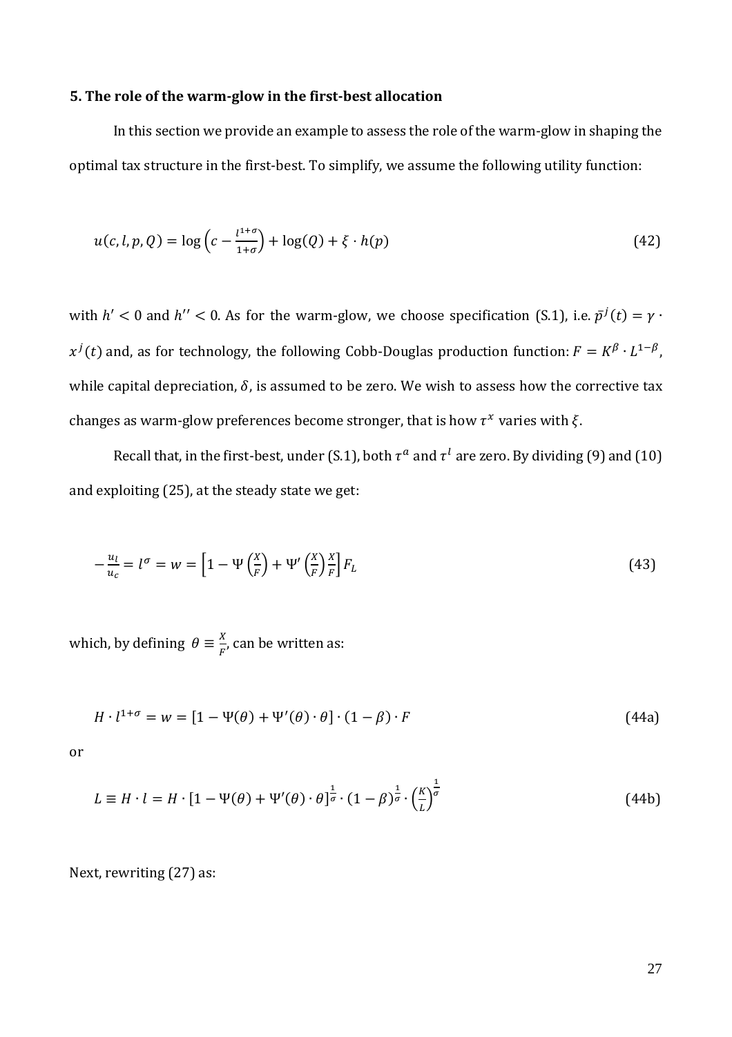### 5. The role of the warm-glow in the first-best allocation

In this section we provide an example to assess the role of the warm-glow in shaping the optimal tax structure in the first-best. To simplify, we assume the following utility function:

$$u(c, l, p, Q) = \log\left(c - \frac{l^{1+\sigma}}{1+\sigma}\right) + \log(Q) + \xi \cdot h(p) \tag{42}$$

with $h' < 0$ and $h'' < 0$. As for the warm-glow, we choose specification (S.1), i.e. $\bar{p}^j(t) = \gamma \cdot x^j(t)$ and, as for technology, the following Cobb-Douglas production function: $F = K^\beta \cdot L^{1-\beta}$, while capital depreciation, $\delta$, is assumed to be zero. We wish to assess how the corrective tax changes as warm-glow preferences become stronger, that is how $\tau^x$ varies with $\xi$.

Recall that, in the first-best, under (S.1), both $\tau^a$ and $\tau^l$ are zero. By dividing (9) and (10) and exploiting (25), at the steady state we get:

$$-\frac{u_l}{u_c} = l^\sigma = w = \left[1 - \Psi\left(\frac{X}{F}\right) + \Psi'\left(\frac{X}{F}\right)\frac{X}{F}\right] F_L \tag{43}$$

which, by defining $\theta \equiv \frac{X}{F}$, can be written as:

$$H \cdot l^{1+\sigma} = w = [1 - \Psi(\theta) + \Psi'(\theta) \cdot \theta] \cdot (1-\beta) \cdot F \tag{44a}$$

or

$$L \equiv H \cdot l = H \cdot [1 - \Psi(\theta) + \Psi'(\theta) \cdot \theta]^{\frac{1}{\sigma}} \cdot (1-\beta)^{\frac{1}{\sigma}} \cdot \left(\frac{K}{L}\right)^{\frac{1}{\sigma}} \tag{44b}$$

Next, rewriting (27) as: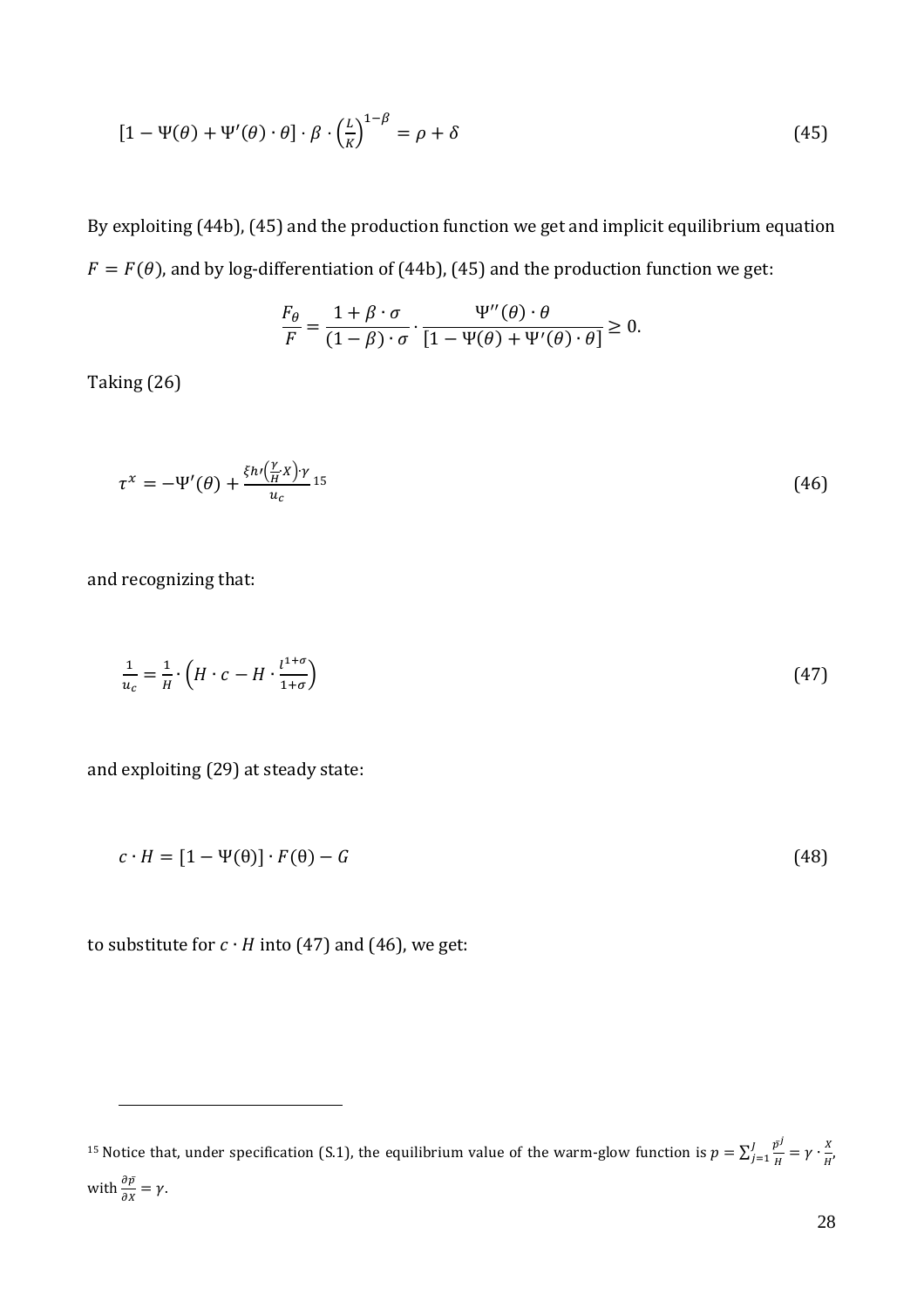$$[1 - \Psi(\theta) + \Psi'(\theta) \cdot \theta] \cdot \beta \cdot \left(\frac{L}{K}\right)^{1-\beta} = \rho + \delta \tag{45}$$

By exploiting (44b), (45) and the production function we get and implicit equilibrium equation $F = F(\theta)$, and by log-differentiation of (44b), (45) and the production function we get:

$$\frac{F_\theta}{F} = \frac{1 + \beta \cdot \sigma}{(1 - \beta) \cdot \sigma} \cdot \frac{\Psi''(\theta) \cdot \theta}{[1 - \Psi(\theta) + \Psi'(\theta) \cdot \theta]} \geq 0.$$

Taking (26)

$$\tau^x = -\Psi'(\theta) + \frac{\xi h\prime\left(\frac{\gamma}{H} \cdot X\right) \cdot \gamma}{u_c} \text{[15]} \tag{46}$$

and recognizing that:

$$\frac{1}{u_c} = \frac{1}{H} \cdot \left(H \cdot c - H \cdot \frac{l^{1+\sigma}}{1+\sigma}\right) \tag{47}$$

and exploiting (29) at steady state:

$$c \cdot H = [1 - \Psi(\theta)] \cdot F(\theta) - G \tag{48}$$

to substitute for $c \cdot H$ into (47) and (46), we get:

---

[15] Notice that, under specification (S.1), the equilibrium value of the warm-glow function is $p = \sum_{j=1}^{J} \frac{\tilde{p}^j}{H} = \gamma \cdot \frac{X}{H}$, with $\frac{\partial \tilde{p}}{\partial X} = \gamma$.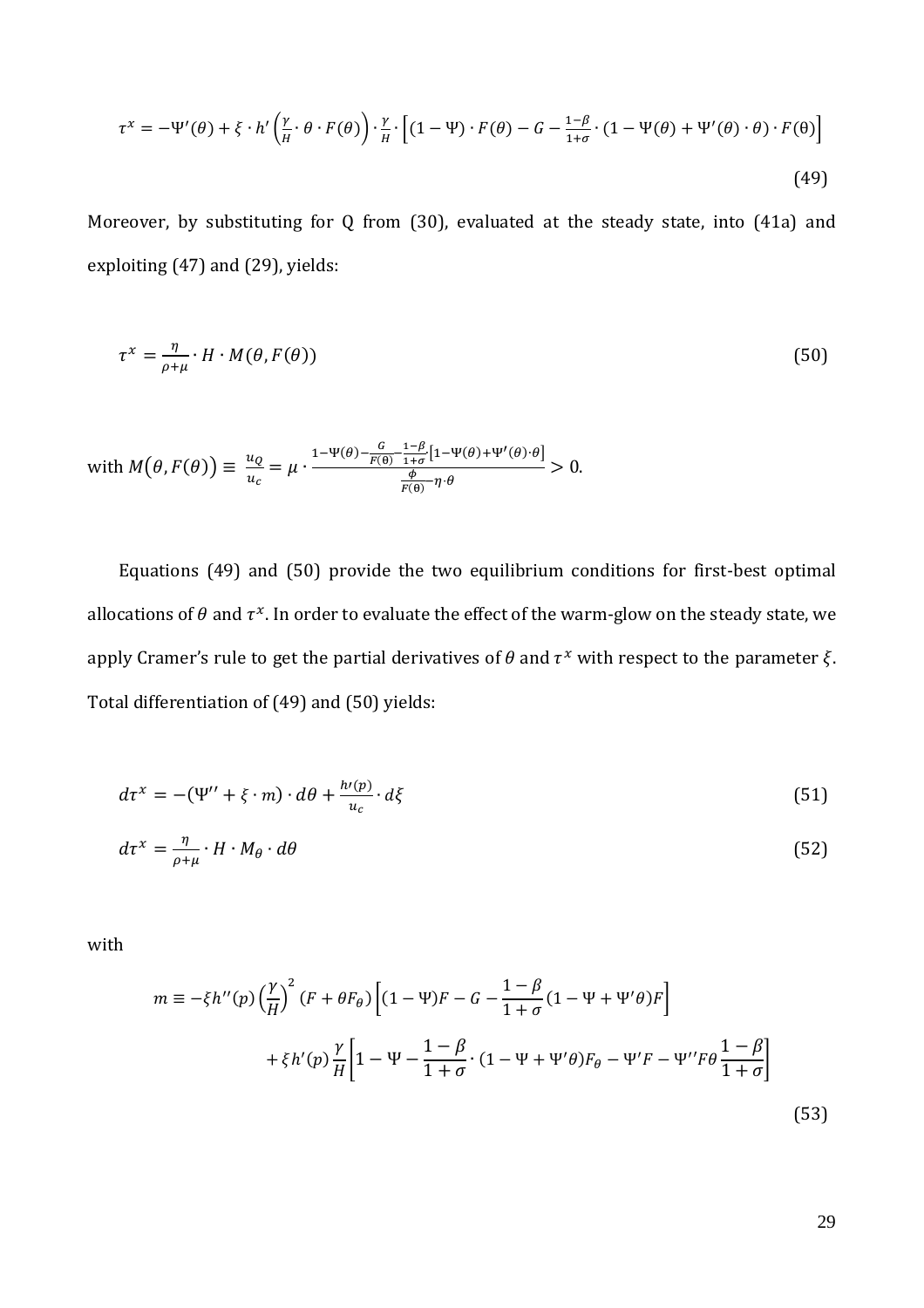$$\tau^x = -\Psi'(\theta) + \xi \cdot h'\left(\frac{\gamma}{H} \cdot \theta \cdot F(\theta)\right) \cdot \frac{\gamma}{H} \cdot \left[(1-\Psi) \cdot F(\theta) - G - \frac{1-\beta}{1+\sigma} \cdot (1 - \Psi(\theta) + \Psi'(\theta) \cdot \theta) \cdot F(\theta)\right] \tag{49}$$

Moreover, by substituting for Q from (30), evaluated at the steady state, into (41a) and exploiting (47) and (29), yields:

$$\tau^x = \frac{\eta}{\rho + \mu} \cdot H \cdot M(\theta, F(\theta)) \tag{50}$$

with $M\big(\theta, F(\theta)\big) \equiv \frac{u_Q}{u_c} = \mu \cdot \frac{1 - \Psi(\theta) - \frac{G}{F(\theta)} - \frac{1-\beta}{1+\sigma}\left[1 - \Psi(\theta) + \Psi'(\theta) \cdot \theta\right]}{\frac{\phi}{F(\theta)} - \eta \cdot \theta} > 0.$

Equations (49) and (50) provide the two equilibrium conditions for first-best optimal allocations of $\theta$ and $\tau^x$. In order to evaluate the effect of the warm-glow on the steady state, we apply Cramer's rule to get the partial derivatives of $\theta$ and $\tau^x$ with respect to the parameter $\xi$. Total differentiation of (49) and (50) yields:

$$d\tau^x = -(\Psi'' + \xi \cdot m) \cdot d\theta + \frac{h'(p)}{u_c} \cdot d\xi \tag{51}$$

$$d\tau^x = \frac{\eta}{\rho + \mu} \cdot H \cdot M_\theta \cdot d\theta \tag{52}$$

with

$$m \equiv -\xi h''(p) \left(\frac{\gamma}{H}\right)^2 (F + \theta F_\theta) \left[(1-\Psi)F - G - \frac{1-\beta}{1+\sigma}(1 - \Psi + \Psi'\theta)F\right] + \xi h'(p) \frac{\gamma}{H}\left[1 - \Psi - \frac{1-\beta}{1+\sigma} \cdot (1 - \Psi + \Psi'\theta)F_\theta - \Psi' F - \Psi'' F\theta \frac{1-\beta}{1+\sigma}\right] \tag{53}$$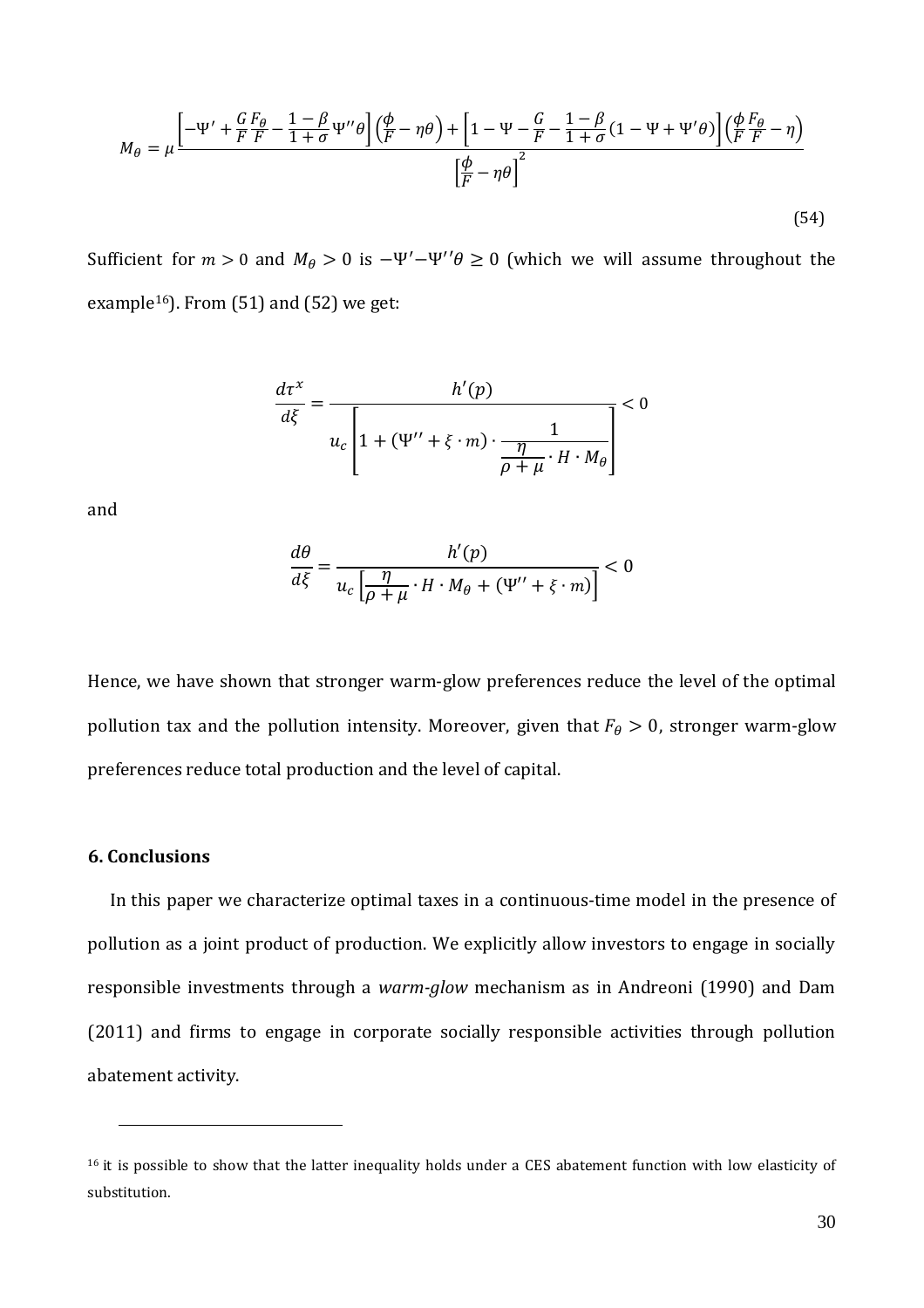$$M_\theta = \mu \frac{\left[-\Psi' + \frac{G}{F}\frac{F_\theta}{F} - \frac{1-\beta}{1+\sigma}\Psi''\theta\right]\left(\frac{\phi}{F} - \eta\theta\right) + \left[1 - \Psi - \frac{G}{F} - \frac{1-\beta}{1+\sigma}(1 - \Psi + \Psi'\theta)\right]\left(\frac{\phi}{F}\frac{F_\theta}{F} - \eta\right)}{\left[\frac{\phi}{F} - \eta\theta\right]^2} \tag{54}$$

Sufficient for $m > 0$ and $M_\theta > 0$ is $-\Psi' - \Psi''\theta \geq 0$ (which we will assume throughout the example[16]). From (51) and (52) we get:

$$\frac{d\tau^x}{d\xi} = \frac{h'(p)}{u_c\left[1 + (\Psi'' + \xi \cdot m) \cdot \frac{1}{\frac{\eta}{\rho + \mu} \cdot H \cdot M_\theta}\right]} < 0$$

and

$$\frac{d\theta}{d\xi} = \frac{h'(p)}{u_c\left[\frac{\eta}{\rho + \mu} \cdot H \cdot M_\theta + (\Psi'' + \xi \cdot m)\right]} < 0$$

Hence, we have shown that stronger warm-glow preferences reduce the level of the optimal pollution tax and the pollution intensity. Moreover, given that $F_\theta > 0$, stronger warm-glow preferences reduce total production and the level of capital.

## 6. Conclusions

In this paper we characterize optimal taxes in a continuous-time model in the presence of pollution as a joint product of production. We explicitly allow investors to engage in socially responsible investments through a *warm-glow* mechanism as in Andreoni (1990) and Dam (2011) and firms to engage in corporate socially responsible activities through pollution abatement activity.

---

[16] it is possible to show that the latter inequality holds under a CES abatement function with low elasticity of substitution.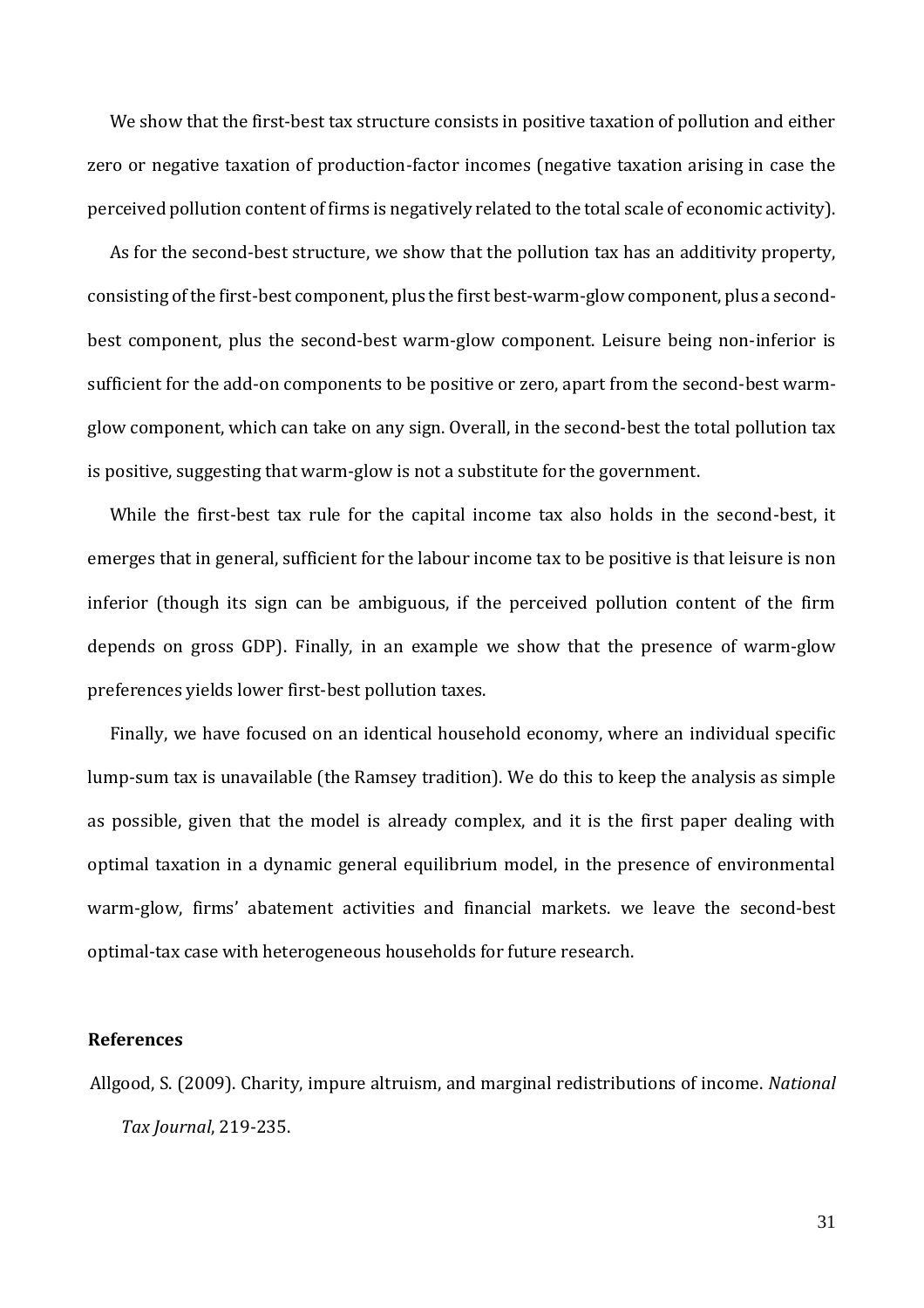We show that the first-best tax structure consists in positive taxation of pollution and either zero or negative taxation of production-factor incomes (negative taxation arising in case the perceived pollution content of firms is negatively related to the total scale of economic activity).

As for the second-best structure, we show that the pollution tax has an additivity property, consisting of the first-best component, plus the first best-warm-glow component, plus a second-best component, plus the second-best warm-glow component. Leisure being non-inferior is sufficient for the add-on components to be positive or zero, apart from the second-best warm-glow component, which can take on any sign. Overall, in the second-best the total pollution tax is positive, suggesting that warm-glow is not a substitute for the government.

While the first-best tax rule for the capital income tax also holds in the second-best, it emerges that in general, sufficient for the labour income tax to be positive is that leisure is non inferior (though its sign can be ambiguous, if the perceived pollution content of the firm depends on gross GDP). Finally, in an example we show that the presence of warm-glow preferences yields lower first-best pollution taxes.

Finally, we have focused on an identical household economy, where an individual specific lump-sum tax is unavailable (the Ramsey tradition). We do this to keep the analysis as simple as possible, given that the model is already complex, and it is the first paper dealing with optimal taxation in a dynamic general equilibrium model, in the presence of environmental warm-glow, firms' abatement activities and financial markets. we leave the second-best optimal-tax case with heterogeneous households for future research.

**References**

Allgood, S. (2009). Charity, impure altruism, and marginal redistributions of income. *National Tax Journal*, 219-235.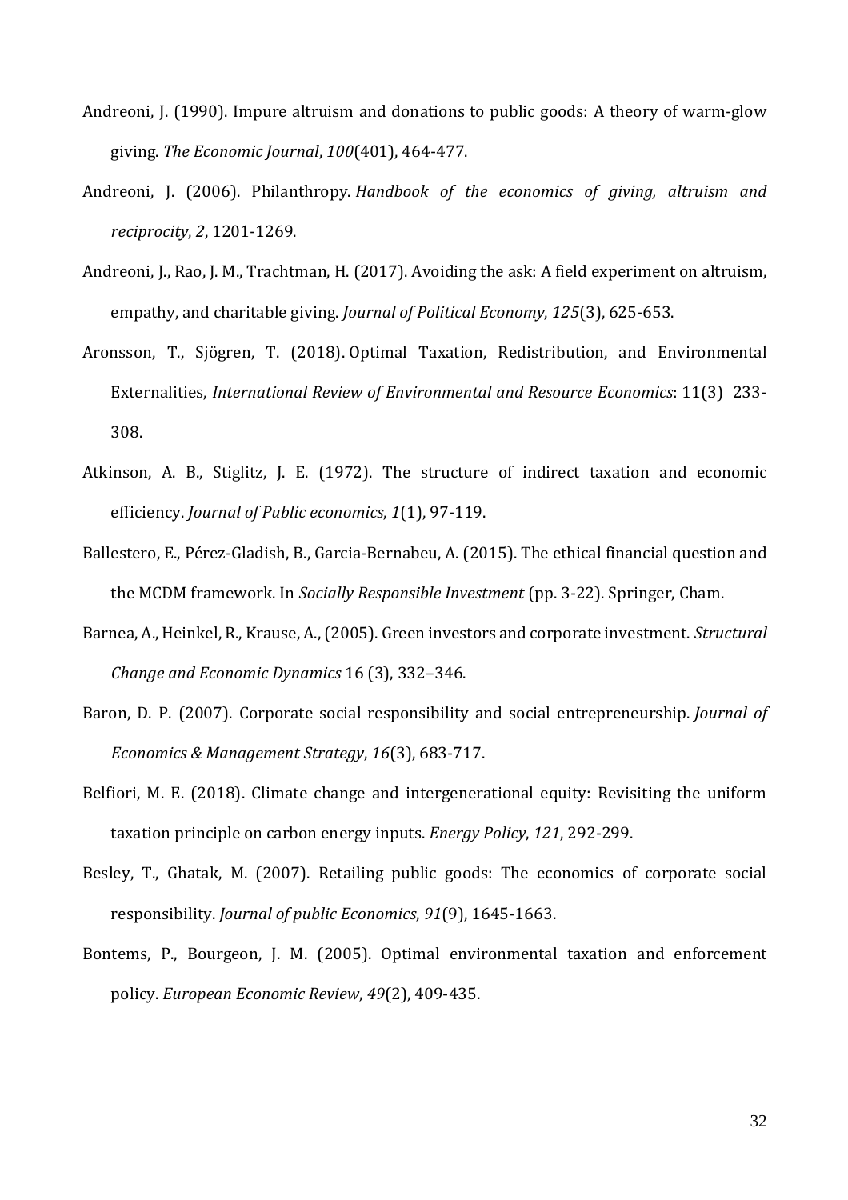Andreoni, J. (1990). Impure altruism and donations to public goods: A theory of warm-glow giving. *The Economic Journal*, *100*(401), 464-477.

Andreoni, J. (2006). Philanthropy. *Handbook of the economics of giving, altruism and reciprocity*, *2*, 1201-1269.

Andreoni, J., Rao, J. M., Trachtman, H. (2017). Avoiding the ask: A field experiment on altruism, empathy, and charitable giving. *Journal of Political Economy*, *125*(3), 625-653.

Aronsson, T., Sjögren, T. (2018). Optimal Taxation, Redistribution, and Environmental Externalities, *International Review of Environmental and Resource Economics*: 11(3) 233-308.

Atkinson, A. B., Stiglitz, J. E. (1972). The structure of indirect taxation and economic efficiency. *Journal of Public economics*, *1*(1), 97-119.

Ballestero, E., Pérez-Gladish, B., Garcia-Bernabeu, A. (2015). The ethical financial question and the MCDM framework. In *Socially Responsible Investment* (pp. 3-22). Springer, Cham.

Barnea, A., Heinkel, R., Krause, A., (2005). Green investors and corporate investment. *Structural Change and Economic Dynamics* 16 (3), 332–346.

Baron, D. P. (2007). Corporate social responsibility and social entrepreneurship. *Journal of Economics & Management Strategy*, *16*(3), 683-717.

Belfiori, M. E. (2018). Climate change and intergenerational equity: Revisiting the uniform taxation principle on carbon energy inputs. *Energy Policy*, *121*, 292-299.

Besley, T., Ghatak, M. (2007). Retailing public goods: The economics of corporate social responsibility. *Journal of public Economics*, *91*(9), 1645-1663.

Bontems, P., Bourgeon, J. M. (2005). Optimal environmental taxation and enforcement policy. *European Economic Review*, *49*(2), 409-435.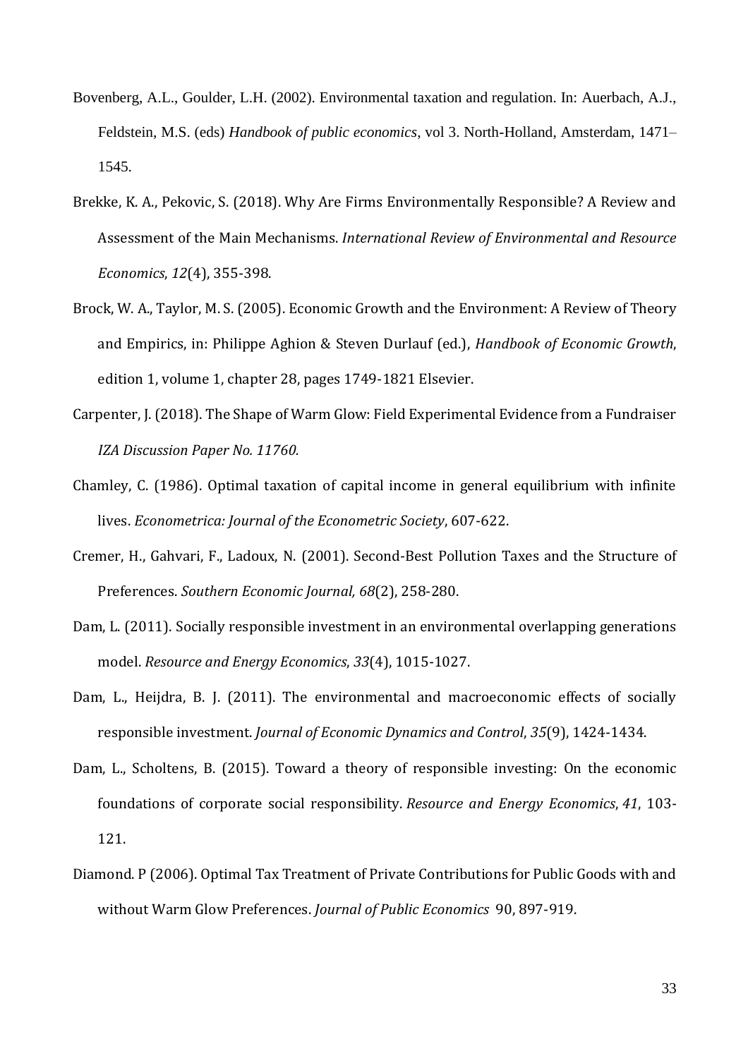Bovenberg, A.L., Goulder, L.H. (2002). Environmental taxation and regulation. In: Auerbach, A.J., Feldstein, M.S. (eds) *Handbook of public economics*, vol 3. North-Holland, Amsterdam, 1471–1545.

Brekke, K. A., Pekovic, S. (2018). Why Are Firms Environmentally Responsible? A Review and Assessment of the Main Mechanisms. *International Review of Environmental and Resource Economics*, *12*(4), 355-398.

Brock, W. A., Taylor, M. S. (2005). Economic Growth and the Environment: A Review of Theory and Empirics, in: Philippe Aghion & Steven Durlauf (ed.), *Handbook of Economic Growth*, edition 1, volume 1, chapter 28, pages 1749-1821 Elsevier.

Carpenter, J. (2018). The Shape of Warm Glow: Field Experimental Evidence from a Fundraiser *IZA Discussion Paper No. 11760.*

Chamley, C. (1986). Optimal taxation of capital income in general equilibrium with infinite lives. *Econometrica: Journal of the Econometric Society*, 607-622.

Cremer, H., Gahvari, F., Ladoux, N. (2001). Second-Best Pollution Taxes and the Structure of Preferences. *Southern Economic Journal, 68*(2), 258-280.

Dam, L. (2011). Socially responsible investment in an environmental overlapping generations model. *Resource and Energy Economics*, *33*(4), 1015-1027.

Dam, L., Heijdra, B. J. (2011). The environmental and macroeconomic effects of socially responsible investment. *Journal of Economic Dynamics and Control*, *35*(9), 1424-1434.

Dam, L., Scholtens, B. (2015). Toward a theory of responsible investing: On the economic foundations of corporate social responsibility. *Resource and Energy Economics*, *41*, 103-121.

Diamond. P (2006). Optimal Tax Treatment of Private Contributions for Public Goods with and without Warm Glow Preferences. *Journal of Public Economics* 90, 897-919.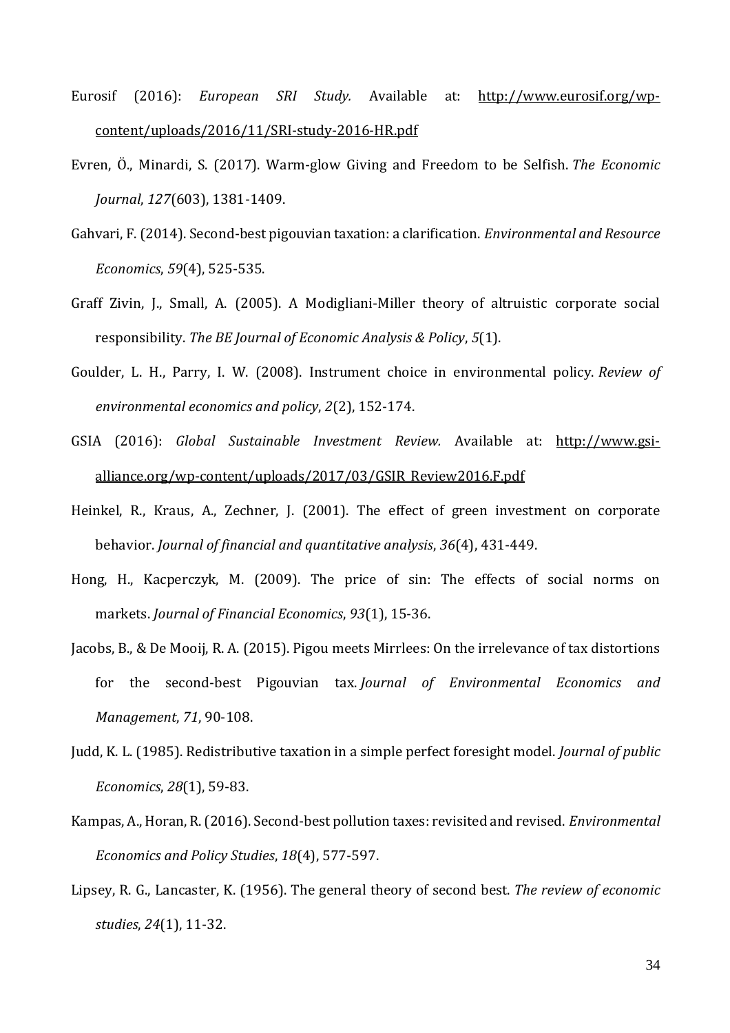Eurosif (2016): *European SRI Study.* Available at: http://www.eurosif.org/wp-content/uploads/2016/11/SRI-study-2016-HR.pdf

Evren, Ö., Minardi, S. (2017). Warm-glow Giving and Freedom to be Selfish. *The Economic Journal*, *127*(603), 1381-1409.

Gahvari, F. (2014). Second-best pigouvian taxation: a clarification. *Environmental and Resource Economics*, *59*(4), 525-535.

Graff Zivin, J., Small, A. (2005). A Modigliani-Miller theory of altruistic corporate social responsibility. *The BE Journal of Economic Analysis & Policy*, *5*(1).

Goulder, L. H., Parry, I. W. (2008). Instrument choice in environmental policy. *Review of environmental economics and policy*, *2*(2), 152-174.

GSIA (2016): *Global Sustainable Investment Review.* Available at: http://www.gsi-alliance.org/wp-content/uploads/2017/03/GSIR_Review2016.F.pdf

Heinkel, R., Kraus, A., Zechner, J. (2001). The effect of green investment on corporate behavior. *Journal of financial and quantitative analysis*, *36*(4), 431-449.

Hong, H., Kacperczyk, M. (2009). The price of sin: The effects of social norms on markets. *Journal of Financial Economics*, *93*(1), 15-36.

Jacobs, B., & De Mooij, R. A. (2015). Pigou meets Mirrlees: On the irrelevance of tax distortions for the second-best Pigouvian tax. *Journal of Environmental Economics and Management*, *71*, 90-108.

Judd, K. L. (1985). Redistributive taxation in a simple perfect foresight model. *Journal of public Economics*, *28*(1), 59-83.

Kampas, A., Horan, R. (2016). Second-best pollution taxes: revisited and revised. *Environmental Economics and Policy Studies*, *18*(4), 577-597.

Lipsey, R. G., Lancaster, K. (1956). The general theory of second best. *The review of economic studies*, *24*(1), 11-32.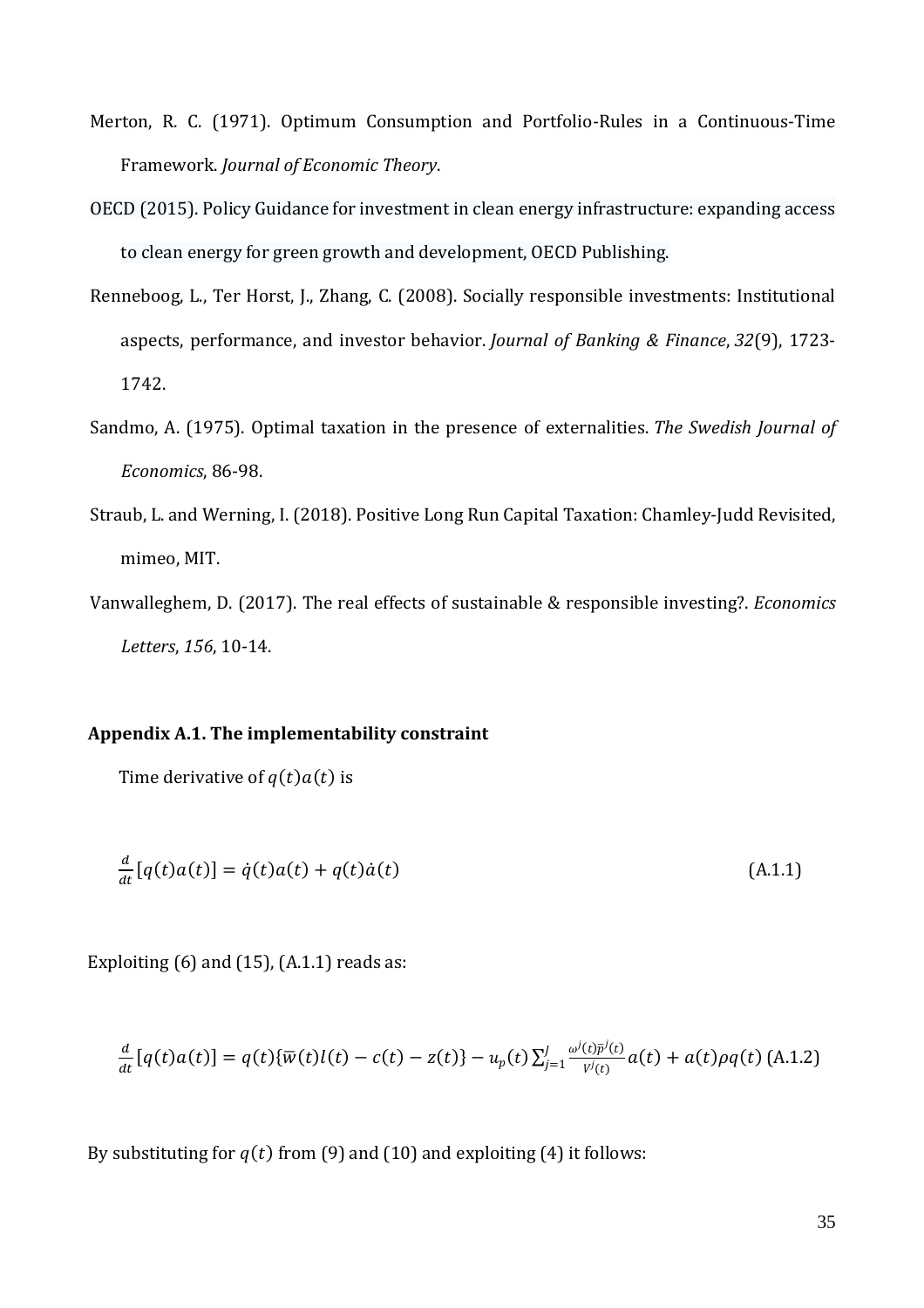Merton, R. C. (1971). Optimum Consumption and Portfolio-Rules in a Continuous-Time Framework. *Journal of Economic Theory*.

OECD (2015). Policy Guidance for investment in clean energy infrastructure: expanding access to clean energy for green growth and development, OECD Publishing.

Renneboog, L., Ter Horst, J., Zhang, C. (2008). Socially responsible investments: Institutional aspects, performance, and investor behavior. *Journal of Banking & Finance*, *32*(9), 1723-1742.

Sandmo, A. (1975). Optimal taxation in the presence of externalities. *The Swedish Journal of Economics*, 86-98.

Straub, L. and Werning, I. (2018). Positive Long Run Capital Taxation: Chamley-Judd Revisited, mimeo, MIT.

Vanwalleghem, D. (2017). The real effects of sustainable & responsible investing?. *Economics Letters*, *156*, 10-14.

**Appendix A.1. The implementability constraint**

Time derivative of $q(t)a(t)$ is

$$\frac{d}{dt}[q(t)a(t)] = \dot{q}(t)a(t) + q(t)\dot{a}(t) \tag{A.1.1}$$

Exploiting (6) and (15), (A.1.1) reads as:

$$\frac{d}{dt}[q(t)a(t)] = q(t)\{\overline{w}(t)l(t) - c(t) - z(t)\} - u_p(t)\sum_{j=1}^{J}\frac{\omega^j(t)\bar{p}^j(t)}{V^j(t)}a(t) + a(t)\rho q(t) \tag{A.1.2}$$

By substituting for $q(t)$ from (9) and (10) and exploiting (4) it follows: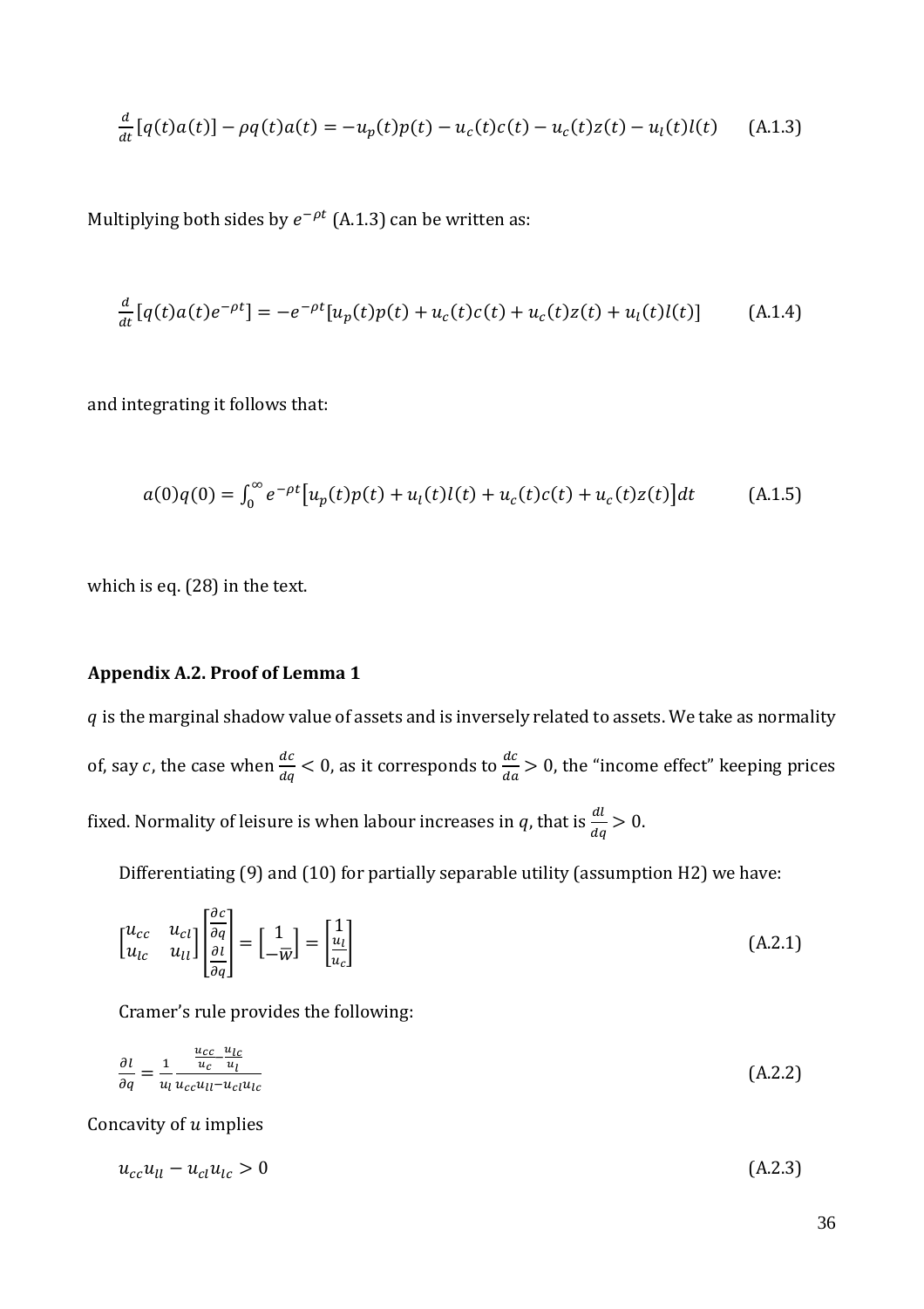$$\frac{d}{dt}[q(t)a(t)] - \rho q(t)a(t) = -u_p(t)p(t) - u_c(t)c(t) - u_c(t)z(t) - u_l(t)l(t) \qquad \text{(A.1.3)}$$

Multiplying both sides by $e^{-\rho t}$ (A.1.3) can be written as:

$$\frac{d}{dt}[q(t)a(t)e^{-\rho t}] = -e^{-\rho t}[u_p(t)p(t) + u_c(t)c(t) + u_c(t)z(t) + u_l(t)l(t)] \qquad \text{(A.1.4)}$$

and integrating it follows that:

$$a(0)q(0) = \int_0^\infty e^{-\rho t}\left[u_p(t)p(t) + u_l(t)l(t) + u_c(t)c(t) + u_c(t)z(t)\right]dt \qquad \text{(A.1.5)}$$

which is eq. (28) in the text.

### Appendix A.2. Proof of Lemma 1

$q$ is the marginal shadow value of assets and is inversely related to assets. We take as normality of, say $c$, the case when $\frac{dc}{dq} < 0$, as it corresponds to $\frac{dc}{da} > 0$, the "income effect" keeping prices fixed. Normality of leisure is when labour increases in $q$, that is $\frac{dl}{dq} > 0$.

Differentiating (9) and (10) for partially separable utility (assumption H2) we have:

$$\begin{bmatrix} u_{cc} & u_{cl} \\ u_{lc} & u_{ll} \end{bmatrix} \begin{bmatrix} \frac{\partial c}{\partial q} \\ \frac{\partial l}{\partial q} \end{bmatrix} = \begin{bmatrix} 1 \\ -\overline{w} \end{bmatrix} = \begin{bmatrix} 1 \\ \frac{u_l}{u_c} \end{bmatrix} \qquad \text{(A.2.1)}$$

Cramer's rule provides the following:

$$\frac{\partial l}{\partial q} = \frac{1}{u_l} \frac{\frac{u_{cc}}{u_c} - \frac{u_{lc}}{u_l}}{u_{cc}u_{ll} - u_{cl}u_{lc}} \qquad \text{(A.2.2)}$$

Concavity of $u$ implies

$$u_{cc}u_{ll} - u_{cl}u_{lc} > 0 \qquad \text{(A.2.3)}$$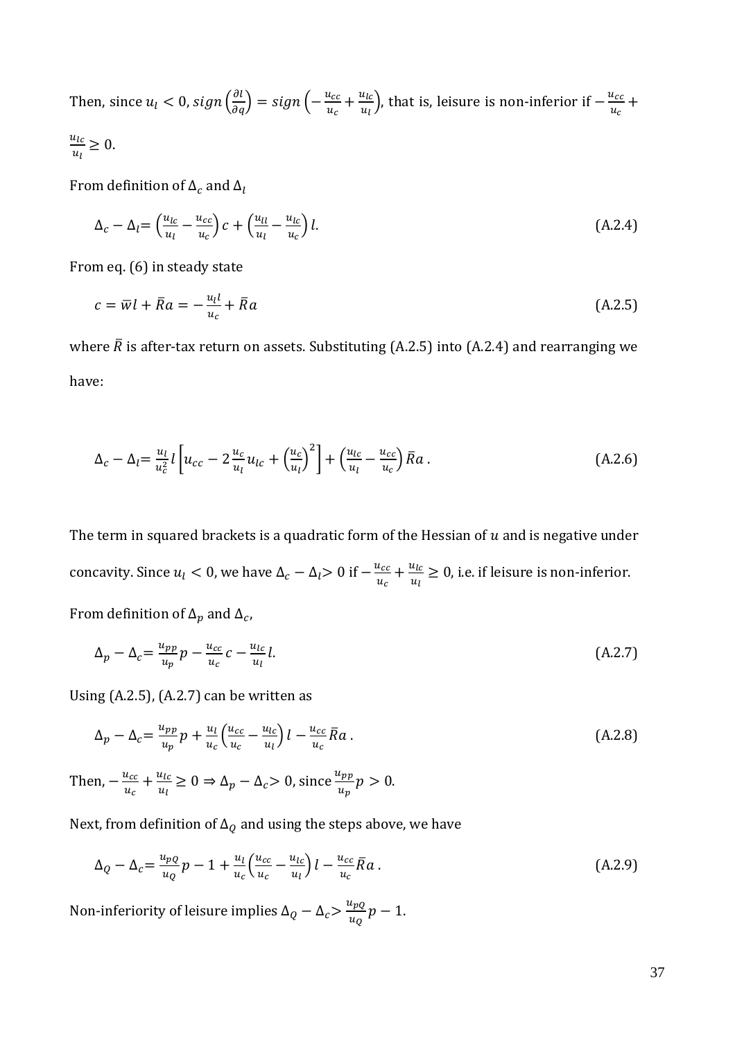Then, since $u_l < 0$, $sign\left(\frac{\partial l}{\partial q}\right) = sign\left(-\frac{u_{cc}}{u_c} + \frac{u_{lc}}{u_l}\right)$, that is, leisure is non-inferior if $-\frac{u_{cc}}{u_c} + \frac{u_{lc}}{u_l} \geq 0$.

From definition of $\Delta_c$ and $\Delta_l$

$$\Delta_c - \Delta_l = \left(\frac{u_{lc}}{u_l} - \frac{u_{cc}}{u_c}\right) c + \left(\frac{u_{ll}}{u_l} - \frac{u_{lc}}{u_c}\right) l. \tag{A.2.4}$$

From eq. (6) in steady state

$$c = \bar{w} l + \bar{R} a = -\frac{u_l l}{u_c} + \bar{R} a \tag{A.2.5}$$

where $\bar{R}$ is after-tax return on assets. Substituting (A.2.5) into (A.2.4) and rearranging we have:

$$\Delta_c - \Delta_l = \frac{u_l}{u_c^2} l \left[u_{cc} - 2\frac{u_c}{u_l} u_{lc} + \left(\frac{u_c}{u_l}\right)^2\right] + \left(\frac{u_{lc}}{u_l} - \frac{u_{cc}}{u_c}\right) \bar{R} a\,. \tag{A.2.6}$$

The term in squared brackets is a quadratic form of the Hessian of $u$ and is negative under concavity. Since $u_l < 0$, we have $\Delta_c - \Delta_l > 0$ if $-\frac{u_{cc}}{u_c} + \frac{u_{lc}}{u_l} \geq 0$, i.e. if leisure is non-inferior.

From definition of $\Delta_p$ and $\Delta_c$,

$$\Delta_p - \Delta_c = \frac{u_{pp}}{u_p} p - \frac{u_{cc}}{u_c} c - \frac{u_{lc}}{u_l} l. \tag{A.2.7}$$

Using (A.2.5), (A.2.7) can be written as

$$\Delta_p - \Delta_c = \frac{u_{pp}}{u_p} p + \frac{u_l}{u_c}\left(\frac{u_{cc}}{u_c} - \frac{u_{lc}}{u_l}\right) l - \frac{u_{cc}}{u_c} \bar{R} a\,. \tag{A.2.8}$$

Then, $-\frac{u_{cc}}{u_c} + \frac{u_{lc}}{u_l} \geq 0 \Rightarrow \Delta_p - \Delta_c > 0$, since $\frac{u_{pp}}{u_p} p > 0$.

Next, from definition of $\Delta_Q$ and using the steps above, we have

$$\Delta_Q - \Delta_c = \frac{u_{pQ}}{u_Q} p - 1 + \frac{u_l}{u_c}\left(\frac{u_{cc}}{u_c} - \frac{u_{lc}}{u_l}\right) l - \frac{u_{cc}}{u_c} \bar{R} a\,. \tag{A.2.9}$$

Non-inferiority of leisure implies $\Delta_Q - \Delta_c > \frac{u_{pQ}}{u_Q} p - 1$.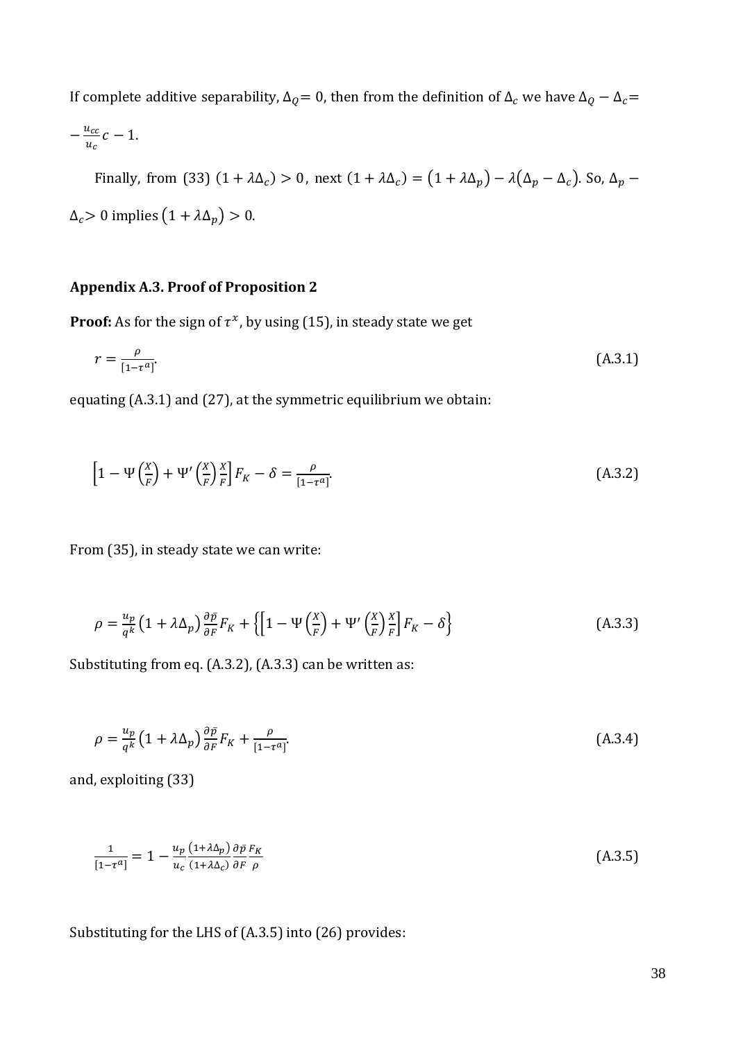If complete additive separability, $\Delta_Q = 0$, then from the definition of $\Delta_c$ we have $\Delta_Q - \Delta_c = -\frac{u_{cc}}{u_c}c - 1$.

Finally, from (33) $(1+\lambda\Delta_c) > 0$, next $(1+\lambda\Delta_c) = (1+\lambda\Delta_p) - \lambda(\Delta_p - \Delta_c)$. So, $\Delta_p - \Delta_c > 0$ implies $(1+\lambda\Delta_p) > 0$.

### Appendix A.3. Proof of Proposition 2

**Proof:** As for the sign of $\tau^x$, by using (15), in steady state we get

$$r = \frac{\rho}{[1-\tau^a]}. \tag{A.3.1}$$

equating (A.3.1) and (27), at the symmetric equilibrium we obtain:

$$\left[1 - \Psi\left(\frac{X}{F}\right) + \Psi'\left(\frac{X}{F}\right)\frac{X}{F}\right]F_K - \delta = \frac{\rho}{[1-\tau^a]}. \tag{A.3.2}$$

From (35), in steady state we can write:

$$\rho = \frac{u_p}{q^k}\left(1+\lambda\Delta_p\right)\frac{\partial \bar{p}}{\partial F}F_K + \left\{\left[1 - \Psi\left(\frac{X}{F}\right) + \Psi'\left(\frac{X}{F}\right)\frac{X}{F}\right]F_K - \delta\right\} \tag{A.3.3}$$

Substituting from eq. (A.3.2), (A.3.3) can be written as:

$$\rho = \frac{u_p}{q^k}\left(1+\lambda\Delta_p\right)\frac{\partial \bar{p}}{\partial F}F_K + \frac{\rho}{[1-\tau^a]}. \tag{A.3.4}$$

and, exploiting (33)

$$\frac{1}{[1-\tau^a]} = 1 - \frac{u_p}{u_c}\frac{\left(1+\lambda\Delta_p\right)}{\left(1+\lambda\Delta_c\right)}\frac{\partial \bar{p}}{\partial F}\frac{F_K}{\rho} \tag{A.3.5}$$

Substituting for the LHS of (A.3.5) into (26) provides: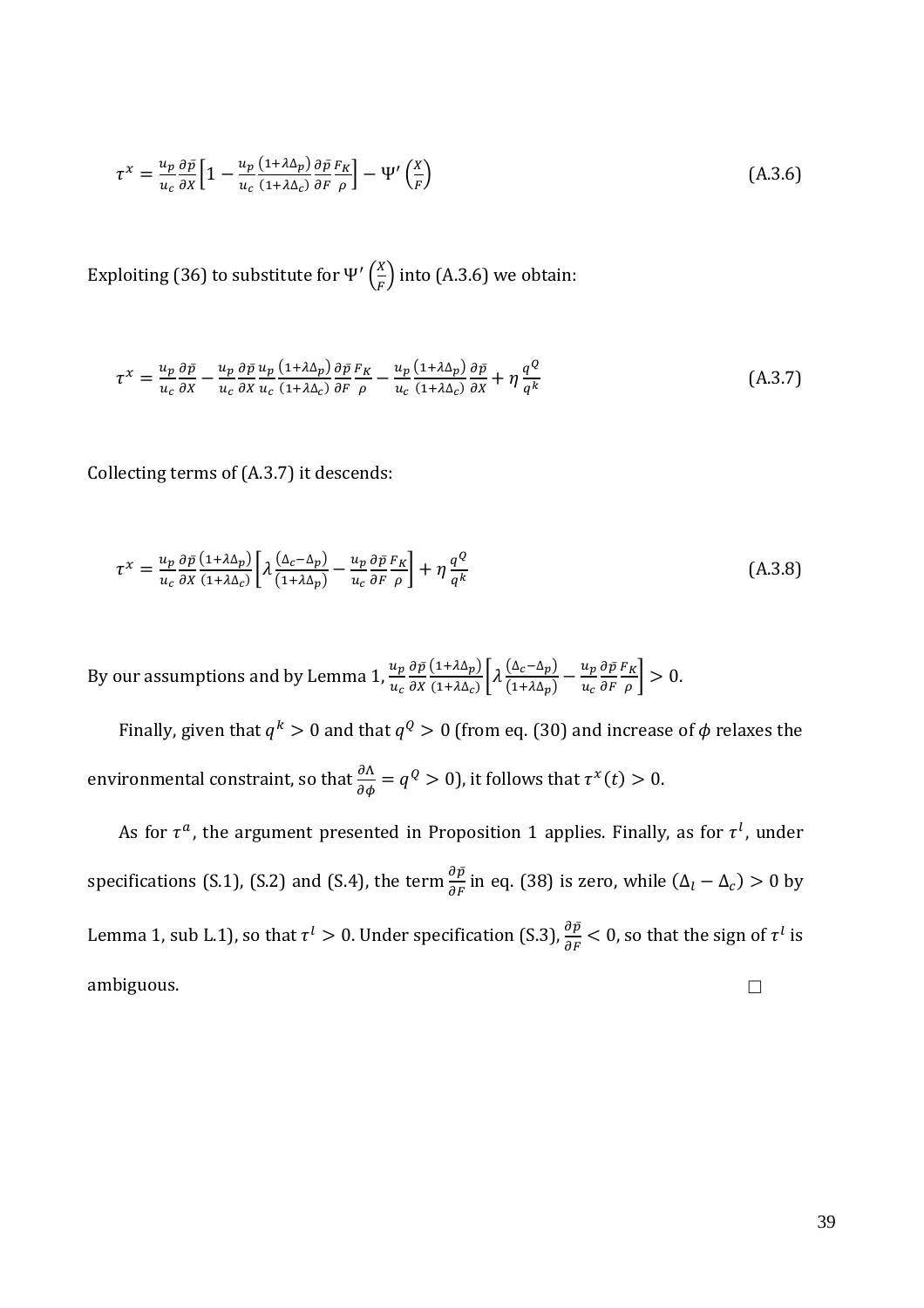$$\tau^x = \frac{u_p}{u_c}\frac{\partial \bar{p}}{\partial X}\left[1 - \frac{u_p}{u_c}\frac{(1+\lambda\Delta_p)}{(1+\lambda\Delta_c)}\frac{\partial \bar{p}}{\partial F}\frac{F_K}{\rho}\right] - \Psi'\left(\frac{X}{F}\right) \tag{A.3.6}$$

Exploiting (36) to substitute for $\Psi'\left(\frac{X}{F}\right)$ into (A.3.6) we obtain:

$$\tau^x = \frac{u_p}{u_c}\frac{\partial \bar{p}}{\partial X} - \frac{u_p}{u_c}\frac{\partial \bar{p}}{\partial X}\frac{u_p}{u_c}\frac{(1+\lambda\Delta_p)}{(1+\lambda\Delta_c)}\frac{\partial \bar{p}}{\partial F}\frac{F_K}{\rho} - \frac{u_p}{u_c}\frac{(1+\lambda\Delta_p)}{(1+\lambda\Delta_c)}\frac{\partial \bar{p}}{\partial X} + \eta\frac{q^Q}{q^k} \tag{A.3.7}$$

Collecting terms of (A.3.7) it descends:

$$\tau^x = \frac{u_p}{u_c}\frac{\partial \bar{p}}{\partial X}\frac{(1+\lambda\Delta_p)}{(1+\lambda\Delta_c)}\left[\lambda\frac{(\Delta_c - \Delta_p)}{(1+\lambda\Delta_p)} - \frac{u_p}{u_c}\frac{\partial \bar{p}}{\partial F}\frac{F_K}{\rho}\right] + \eta\frac{q^Q}{q^k} \tag{A.3.8}$$

By our assumptions and by Lemma 1, $\frac{u_p}{u_c}\frac{\partial \bar{p}}{\partial X}\frac{(1+\lambda\Delta_p)}{(1+\lambda\Delta_c)}\left[\lambda\frac{(\Delta_c - \Delta_p)}{(1+\lambda\Delta_p)} - \frac{u_p}{u_c}\frac{\partial \bar{p}}{\partial F}\frac{F_K}{\rho}\right] > 0$.

Finally, given that $q^k > 0$ and that $q^Q > 0$ (from eq. (30) and increase of $\phi$ relaxes the environmental constraint, so that $\frac{\partial \Lambda}{\partial \phi} = q^Q > 0$), it follows that $\tau^x(t) > 0$.

As for $\tau^a$, the argument presented in Proposition 1 applies. Finally, as for $\tau^l$, under specifications (S.1), (S.2) and (S.4), the term $\frac{\partial \bar{p}}{\partial F}$ in eq. (38) is zero, while $(\Delta_l - \Delta_c) > 0$ by Lemma 1, sub L.1), so that $\tau^l > 0$. Under specification (S.3), $\frac{\partial \bar{p}}{\partial F} < 0$, so that the sign of $\tau^l$ is ambiguous. □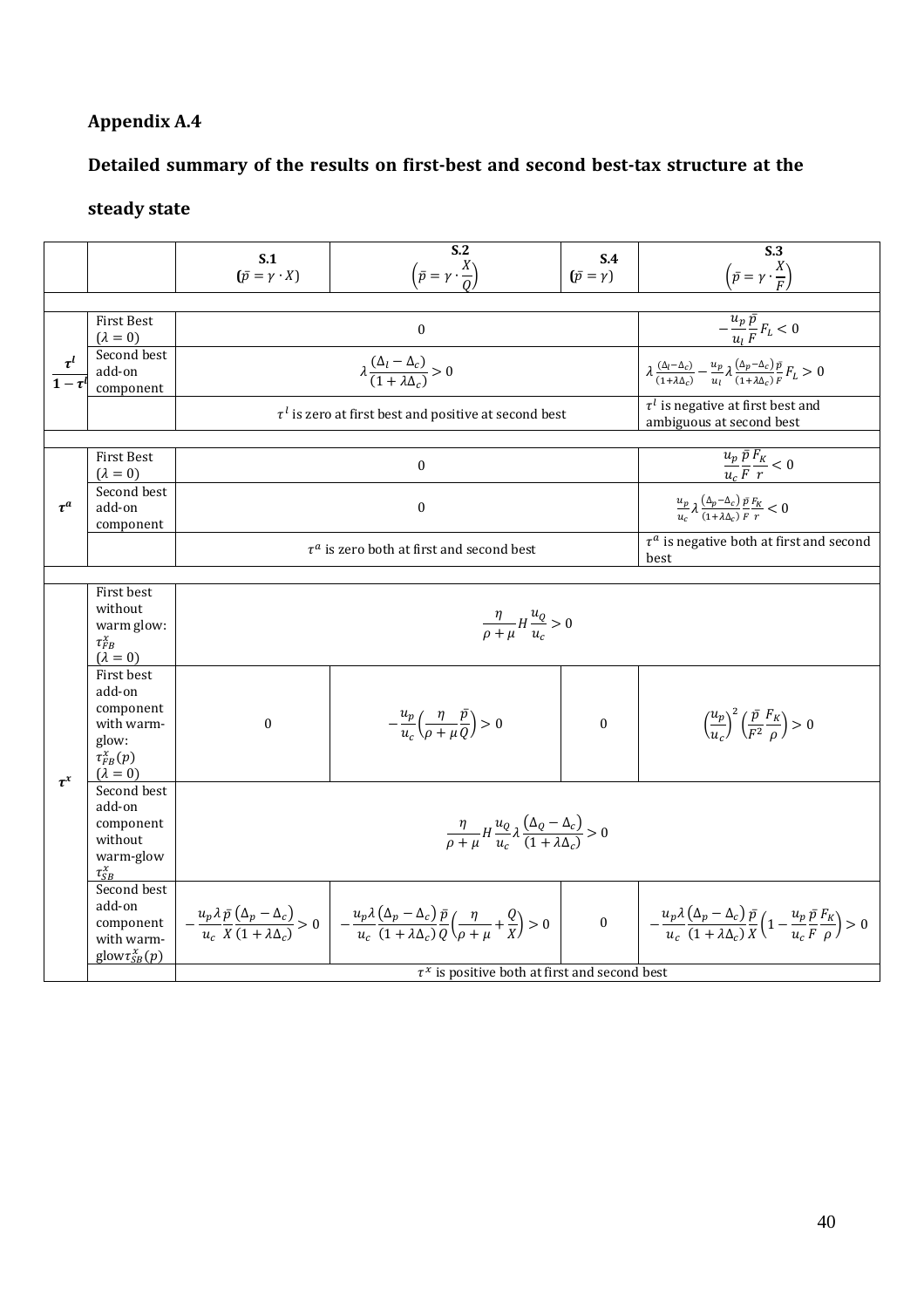## Appendix A.4

## Detailed summary of the results on first-best and second best-tax structure at the steady state

| | | S.1 ($\bar{p} = \gamma \cdot X$) | S.2 $\left(\bar{p} = \gamma \cdot \frac{X}{Q}\right)$ | S.4 ($\bar{p} = \gamma$) | S.3 $\left(\bar{p} = \gamma \cdot \frac{X}{F}\right)$ |
|---|---|---|---|---|---|
| $\frac{\tau^l}{1-\tau^l}$ | First Best ($\lambda = 0$) | 0 | | | $-\frac{u_p}{u_l}\frac{\bar{p}}{F}F_L < 0$ |
| | Second best add-on component | $\lambda\frac{(\Delta_l - \Delta_c)}{(1+\lambda\Delta_c)} > 0$ | | | $\lambda\frac{(\Delta_l - \Delta_c)}{(1+\lambda\Delta_c)} - \frac{u_p}{u_l}\lambda\frac{(\Delta_p - \Delta_c)}{(1+\lambda\Delta_c)}\frac{\bar{p}}{F}F_L > 0$ |
| | | $\tau^l$ is zero at first best and positive at second best | | | $\tau^l$ is negative at first best and ambiguous at second best |
| $\tau^a$ | First Best ($\lambda = 0$) | 0 | | | $\frac{u_p}{u_c}\frac{\bar{p}}{F}\frac{F_K}{r} < 0$ |
| | Second best add-on component | 0 | | | $\frac{u_p}{u_c}\lambda\frac{(\Delta_p - \Delta_c)}{(1+\lambda\Delta_c)}\frac{\bar{p}}{F}\frac{F_K}{r} < 0$ |
| | | $\tau^a$ is zero both at first and second best | | | $\tau^a$ is negative both at first and second best |
| $\tau^x$ | First best without warm glow: $\tau^x_{FB}$ ($\lambda = 0$) | $\frac{\eta}{\rho+\mu}H\frac{u_Q}{u_c} > 0$ | | | |
| | First best add-on component with warm-glow: $\tau^x_{FB}(p)$ ($\lambda = 0$) | 0 | $-\frac{u_p}{u_c}\left(\frac{\eta}{\rho+\mu}\frac{\bar{p}}{Q}\right) > 0$ | 0 | $\left(\frac{u_p}{u_c}\right)^2\left(\frac{\bar{p}}{F^2}\frac{F_K}{\rho}\right) > 0$ |
| | Second best add-on component without warm-glow $\tau^x_{SB}$ | $\frac{\eta}{\rho+\mu}H\frac{u_Q}{u_c}\lambda\frac{(\Delta_Q - \Delta_c)}{(1+\lambda\Delta_c)} > 0$ | | | |
| | Second best add-on component with warm-glow $\tau^x_{SB}(p)$ | $-\frac{u_p\lambda}{u_c}\frac{\bar{p}}{X}\frac{(\Delta_p - \Delta_c)}{(1+\lambda\Delta_c)} > 0$ | $-\frac{u_p\lambda}{u_c}\frac{(\Delta_p - \Delta_c)}{(1+\lambda\Delta_c)}\frac{\bar{p}}{Q}\left(\frac{\eta}{\rho+\mu}+\frac{Q}{X}\right) > 0$ | 0 | $-\frac{u_p\lambda}{u_c}\frac{(\Delta_p - \Delta_c)}{(1+\lambda\Delta_c)}\frac{\bar{p}}{X}\left(1 - \frac{u_p}{u_c}\frac{\bar{p}}{F}\frac{F_K}{\rho}\right) > 0$ |
| | | $\tau^x$ is positive both at first and second best | | | |